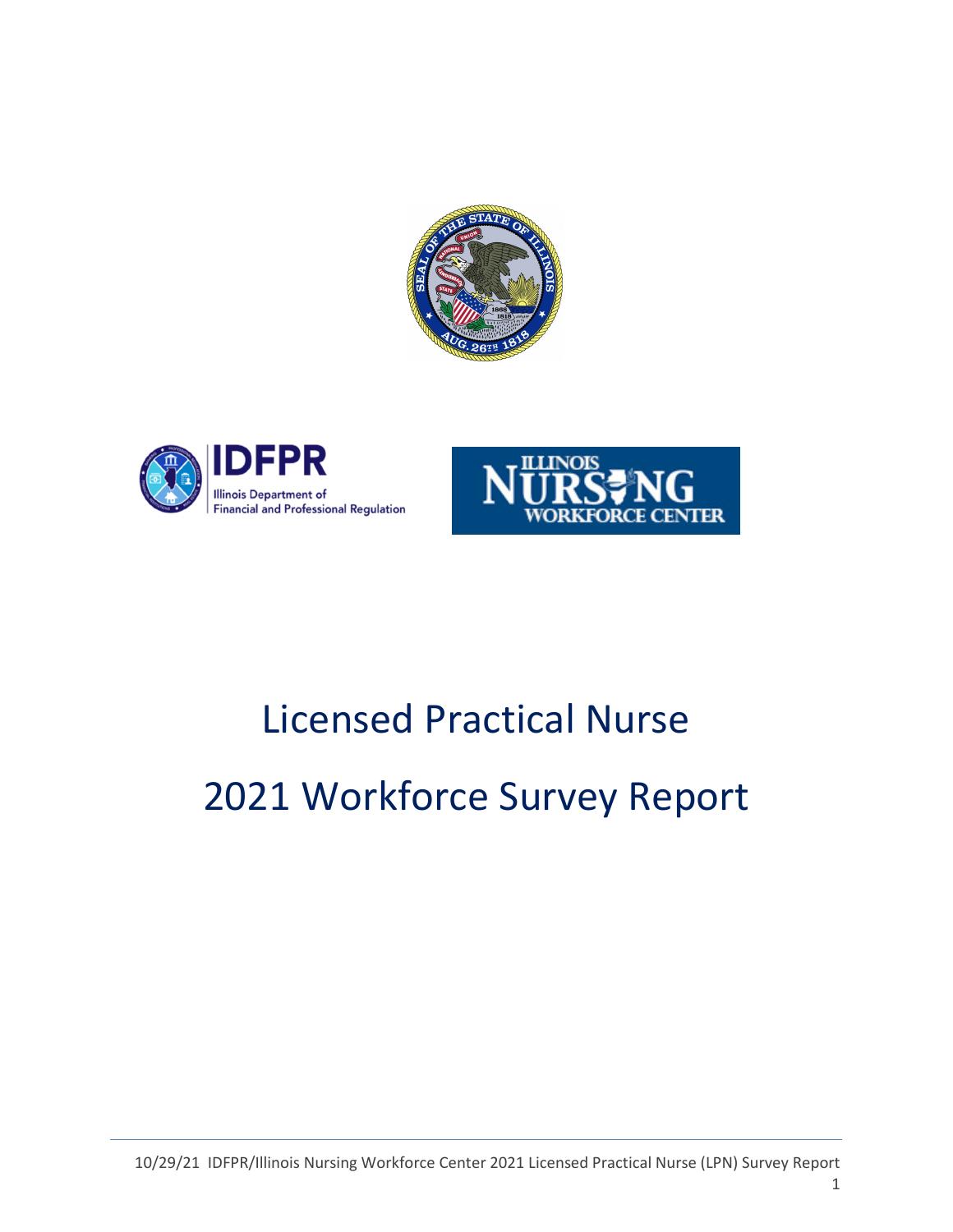# Licensed Practical Nurse

# 2021 Workforce Survey Report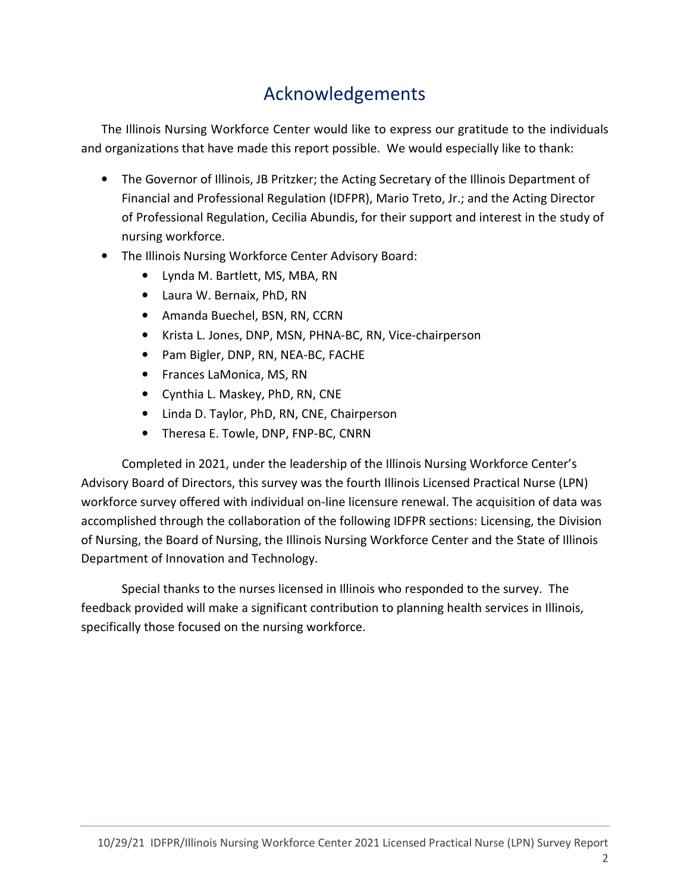# Acknowledgements

The Illinois Nursing Workforce Center would like to express our gratitude to the individuals and organizations that have made this report possible. We would especially like to thank:

- The Governor of Illinois, JB Pritzker; the Acting Secretary of the Illinois Department of Financial and Professional Regulation (IDFPR), Mario Treto, Jr.; and the Acting Director of Professional Regulation, Cecilia Abundis, for their support and interest in the study of nursing workforce.
- The Illinois Nursing Workforce Center Advisory Board:
    - Lynda M. Bartlett, MS, MBA, RN
    - Laura W. Bernaix, PhD, RN
    - Amanda Buechel, BSN, RN, CCRN
    - Krista L. Jones, DNP, MSN, PHNA-BC, RN, Vice-chairperson
    - Pam Bigler, DNP, RN, NEA-BC, FACHE
    - Frances LaMonica, MS, RN
    - Cynthia L. Maskey, PhD, RN, CNE
    - Linda D. Taylor, PhD, RN, CNE, Chairperson
    - Theresa E. Towle, DNP, FNP-BC, CNRN

Completed in 2021, under the leadership of the Illinois Nursing Workforce Center's Advisory Board of Directors, this survey was the fourth Illinois Licensed Practical Nurse (LPN) workforce survey offered with individual on-line licensure renewal. The acquisition of data was accomplished through the collaboration of the following IDFPR sections: Licensing, the Division of Nursing, the Board of Nursing, the Illinois Nursing Workforce Center and the State of Illinois Department of Innovation and Technology.

Special thanks to the nurses licensed in Illinois who responded to the survey. The feedback provided will make a significant contribution to planning health services in Illinois, specifically those focused on the nursing workforce.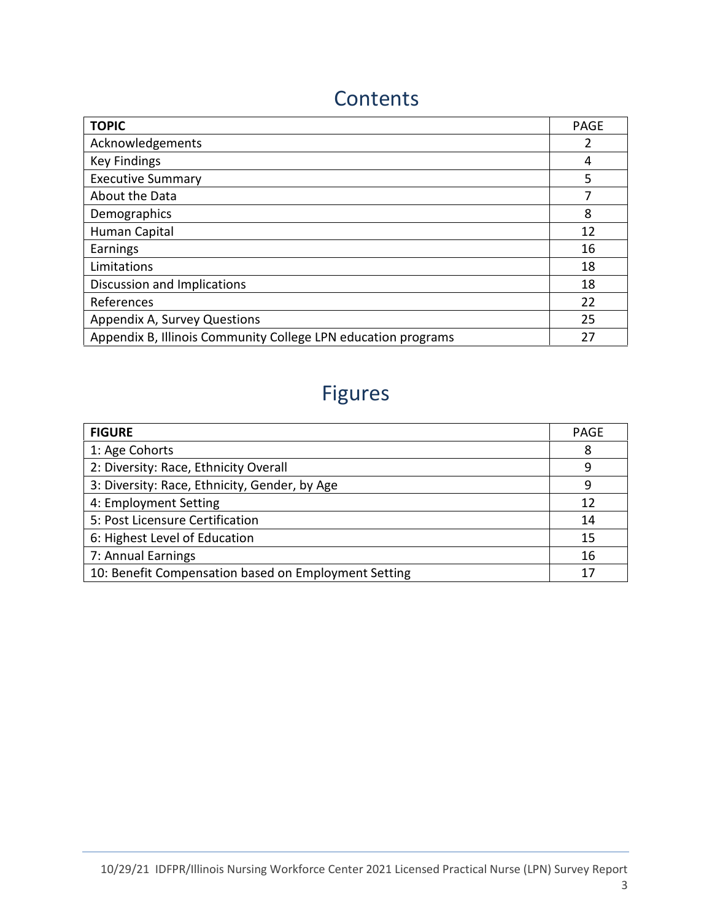# Contents

| **TOPIC** | PAGE |
|---|---|
| Acknowledgements | 2 |
| Key Findings | 4 |
| Executive Summary | 5 |
| About the Data | 7 |
| Demographics | 8 |
| Human Capital | 12 |
| Earnings | 16 |
| Limitations | 18 |
| Discussion and Implications | 18 |
| References | 22 |
| Appendix A, Survey Questions | 25 |
| Appendix B, Illinois Community College LPN education programs | 27 |

# Figures

| **FIGURE** | PAGE |
|---|---|
| 1: Age Cohorts | 8 |
| 2: Diversity: Race, Ethnicity Overall | 9 |
| 3: Diversity: Race, Ethnicity, Gender, by Age | 9 |
| 4: Employment Setting | 12 |
| 5: Post Licensure Certification | 14 |
| 6: Highest Level of Education | 15 |
| 7: Annual Earnings | 16 |
| 10: Benefit Compensation based on Employment Setting | 17 |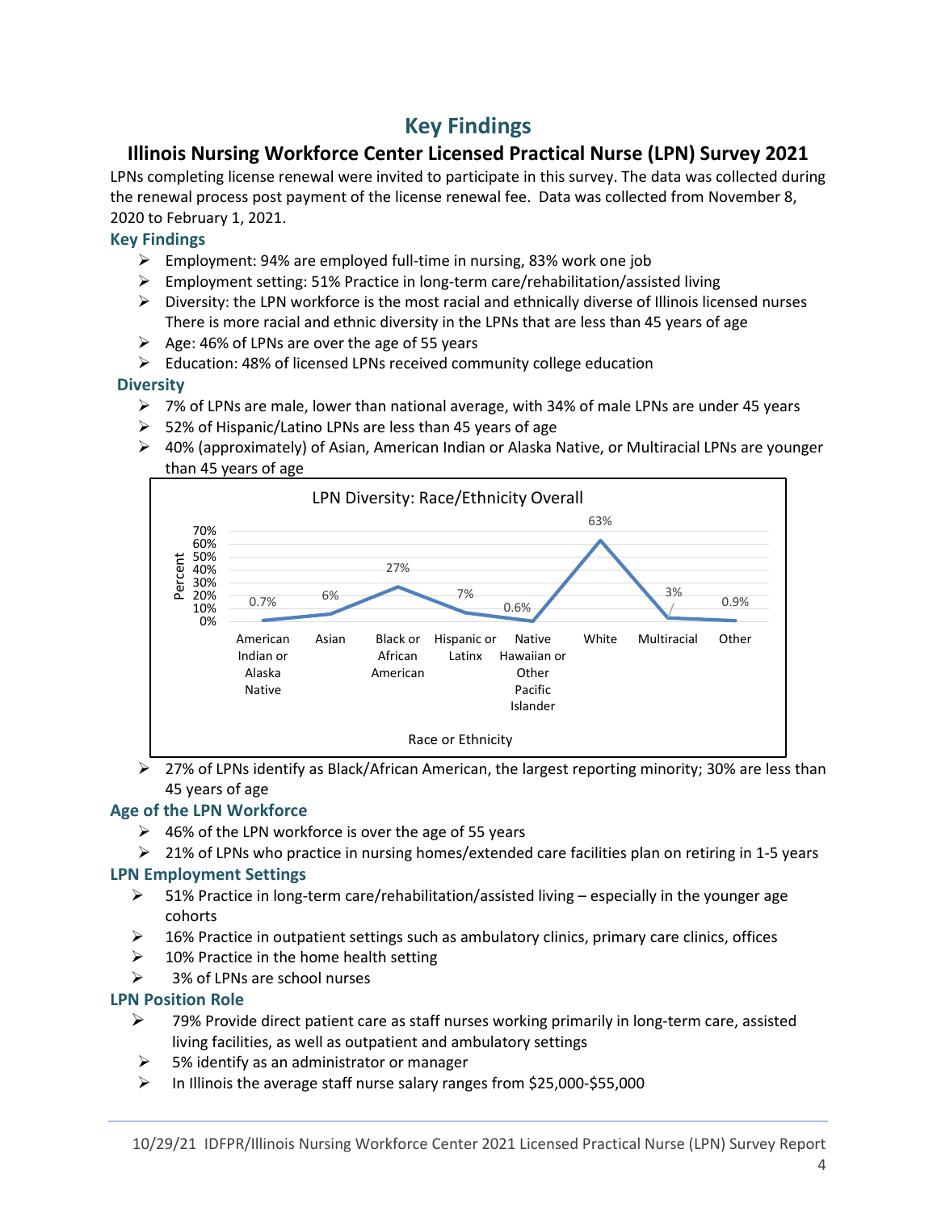# Key Findings

## Illinois Nursing Workforce Center Licensed Practical Nurse (LPN) Survey 2021

LPNs completing license renewal were invited to participate in this survey. The data was collected during the renewal process post payment of the license renewal fee. Data was collected from November 8, 2020 to February 1, 2021.

### Key Findings

- Employment: 94% are employed full-time in nursing, 83% work one job
- Employment setting: 51% Practice in long-term care/rehabilitation/assisted living
- Diversity: the LPN workforce is the most racial and ethnically diverse of Illinois licensed nurses There is more racial and ethnic diversity in the LPNs that are less than 45 years of age
- Age: 46% of LPNs are over the age of 55 years
- Education: 48% of licensed LPNs received community college education

### Diversity

- 7% of LPNs are male, lower than national average, with 34% of male LPNs are under 45 years
- 52% of Hispanic/Latino LPNs are less than 45 years of age
- 40% (approximately) of Asian, American Indian or Alaska Native, or Multiracial LPNs are younger than 45 years of age

LPN Diversity: Race/Ethnicity Overall

| Race or Ethnicity | Percent |
|---|---|
| American Indian or Alaska Native | 0.7% |
| Asian | 6% |
| Black or African American | 27% |
| Hispanic or Latinx | 7% |
| Native Hawaiian or Other Pacific Islander | 0.6% |
| White | 63% |
| Multiracial | 3% |
| Other | 0.9% |

- 27% of LPNs identify as Black/African American, the largest reporting minority; 30% are less than 45 years of age

### Age of the LPN Workforce

- 46% of the LPN workforce is over the age of 55 years
- 21% of LPNs who practice in nursing homes/extended care facilities plan on retiring in 1-5 years

### LPN Employment Settings

- 51% Practice in long-term care/rehabilitation/assisted living – especially in the younger age cohorts
- 16% Practice in outpatient settings such as ambulatory clinics, primary care clinics, offices
- 10% Practice in the home health setting
- 3% of LPNs are school nurses

### LPN Position Role

- 79% Provide direct patient care as staff nurses working primarily in long-term care, assisted living facilities, as well as outpatient and ambulatory settings
- 5% identify as an administrator or manager
- In Illinois the average staff nurse salary ranges from $25,000-$55,000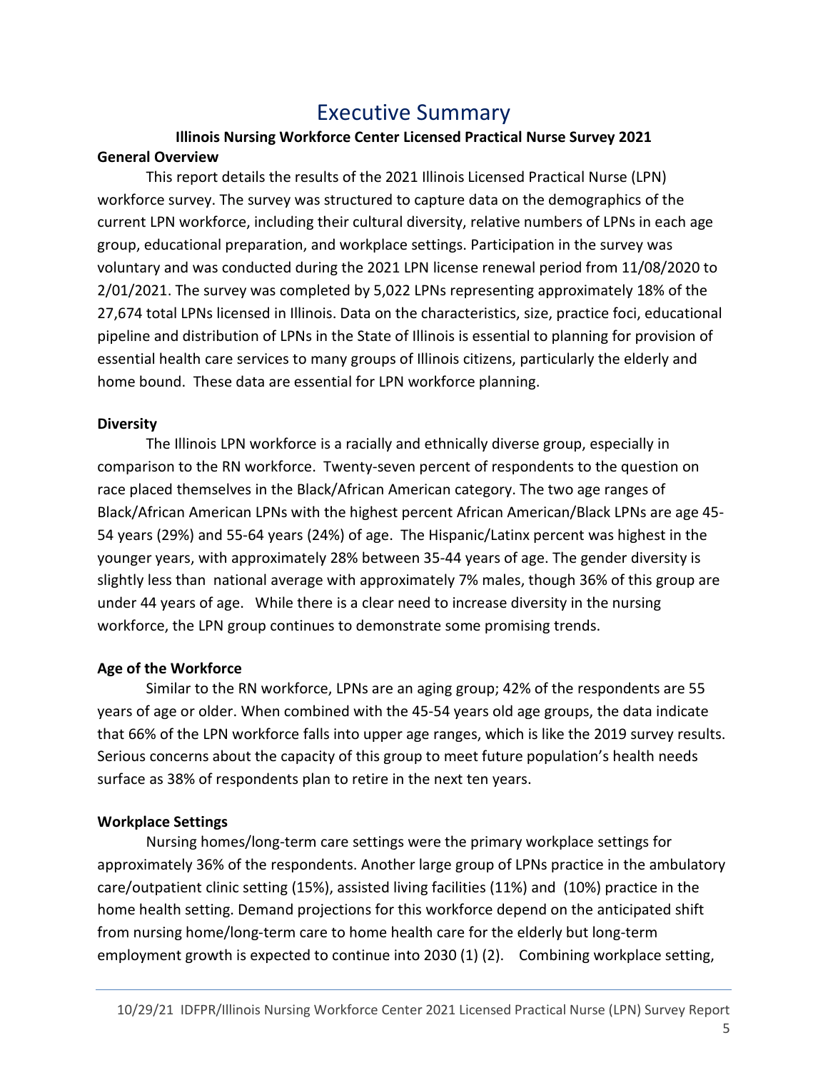# Executive Summary

**Illinois Nursing Workforce Center Licensed Practical Nurse Survey 2021**

**General Overview**

This report details the results of the 2021 Illinois Licensed Practical Nurse (LPN) workforce survey. The survey was structured to capture data on the demographics of the current LPN workforce, including their cultural diversity, relative numbers of LPNs in each age group, educational preparation, and workplace settings. Participation in the survey was voluntary and was conducted during the 2021 LPN license renewal period from 11/08/2020 to 2/01/2021. The survey was completed by 5,022 LPNs representing approximately 18% of the 27,674 total LPNs licensed in Illinois. Data on the characteristics, size, practice foci, educational pipeline and distribution of LPNs in the State of Illinois is essential to planning for provision of essential health care services to many groups of Illinois citizens, particularly the elderly and home bound. These data are essential for LPN workforce planning.

**Diversity**

The Illinois LPN workforce is a racially and ethnically diverse group, especially in comparison to the RN workforce. Twenty-seven percent of respondents to the question on race placed themselves in the Black/African American category. The two age ranges of Black/African American LPNs with the highest percent African American/Black LPNs are age 45-54 years (29%) and 55-64 years (24%) of age. The Hispanic/Latinx percent was highest in the younger years, with approximately 28% between 35-44 years of age. The gender diversity is slightly less than national average with approximately 7% males, though 36% of this group are under 44 years of age. While there is a clear need to increase diversity in the nursing workforce, the LPN group continues to demonstrate some promising trends.

**Age of the Workforce**

Similar to the RN workforce, LPNs are an aging group; 42% of the respondents are 55 years of age or older. When combined with the 45-54 years old age groups, the data indicate that 66% of the LPN workforce falls into upper age ranges, which is like the 2019 survey results. Serious concerns about the capacity of this group to meet future population's health needs surface as 38% of respondents plan to retire in the next ten years.

**Workplace Settings**

Nursing homes/long-term care settings were the primary workplace settings for approximately 36% of the respondents. Another large group of LPNs practice in the ambulatory care/outpatient clinic setting (15%), assisted living facilities (11%) and (10%) practice in the home health setting. Demand projections for this workforce depend on the anticipated shift from nursing home/long-term care to home health care for the elderly but long-term employment growth is expected to continue into 2030 (1) (2). Combining workplace setting,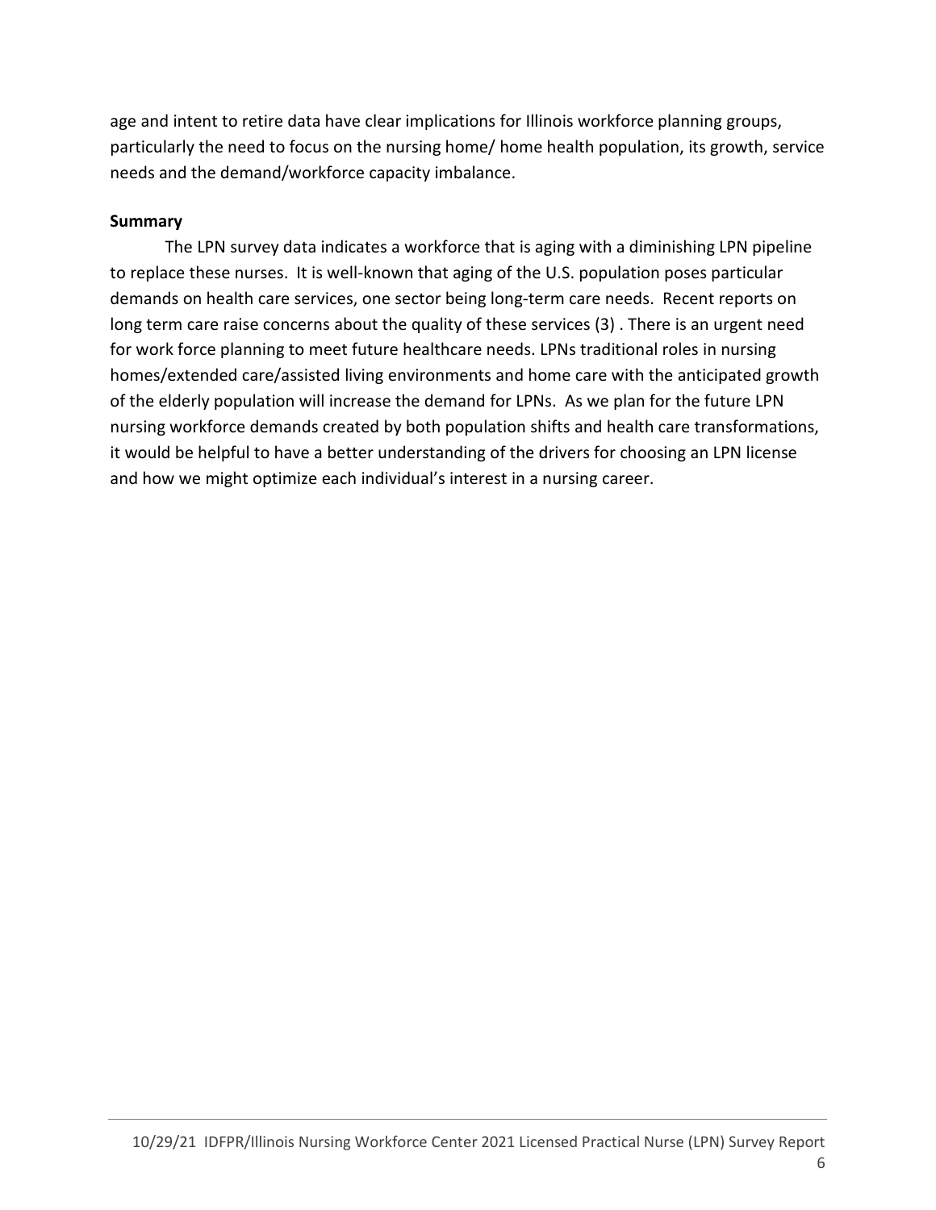age and intent to retire data have clear implications for Illinois workforce planning groups, particularly the need to focus on the nursing home/ home health population, its growth, service needs and the demand/workforce capacity imbalance.

**Summary**

The LPN survey data indicates a workforce that is aging with a diminishing LPN pipeline to replace these nurses. It is well-known that aging of the U.S. population poses particular demands on health care services, one sector being long-term care needs. Recent reports on long term care raise concerns about the quality of these services (3) . There is an urgent need for work force planning to meet future healthcare needs. LPNs traditional roles in nursing homes/extended care/assisted living environments and home care with the anticipated growth of the elderly population will increase the demand for LPNs. As we plan for the future LPN nursing workforce demands created by both population shifts and health care transformations, it would be helpful to have a better understanding of the drivers for choosing an LPN license and how we might optimize each individual's interest in a nursing career.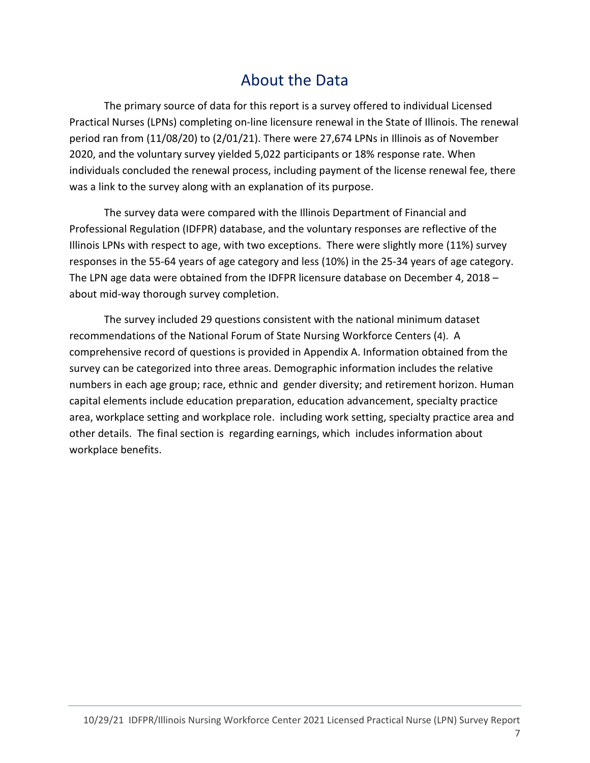## About the Data

The primary source of data for this report is a survey offered to individual Licensed Practical Nurses (LPNs) completing on-line licensure renewal in the State of Illinois. The renewal period ran from (11/08/20) to (2/01/21). There were 27,674 LPNs in Illinois as of November 2020, and the voluntary survey yielded 5,022 participants or 18% response rate. When individuals concluded the renewal process, including payment of the license renewal fee, there was a link to the survey along with an explanation of its purpose.

The survey data were compared with the Illinois Department of Financial and Professional Regulation (IDFPR) database, and the voluntary responses are reflective of the Illinois LPNs with respect to age, with two exceptions. There were slightly more (11%) survey responses in the 55-64 years of age category and less (10%) in the 25-34 years of age category. The LPN age data were obtained from the IDFPR licensure database on December 4, 2018 – about mid-way thorough survey completion.

The survey included 29 questions consistent with the national minimum dataset recommendations of the National Forum of State Nursing Workforce Centers (4). A comprehensive record of questions is provided in Appendix A. Information obtained from the survey can be categorized into three areas. Demographic information includes the relative numbers in each age group; race, ethnic and gender diversity; and retirement horizon. Human capital elements include education preparation, education advancement, specialty practice area, workplace setting and workplace role. including work setting, specialty practice area and other details. The final section is regarding earnings, which includes information about workplace benefits.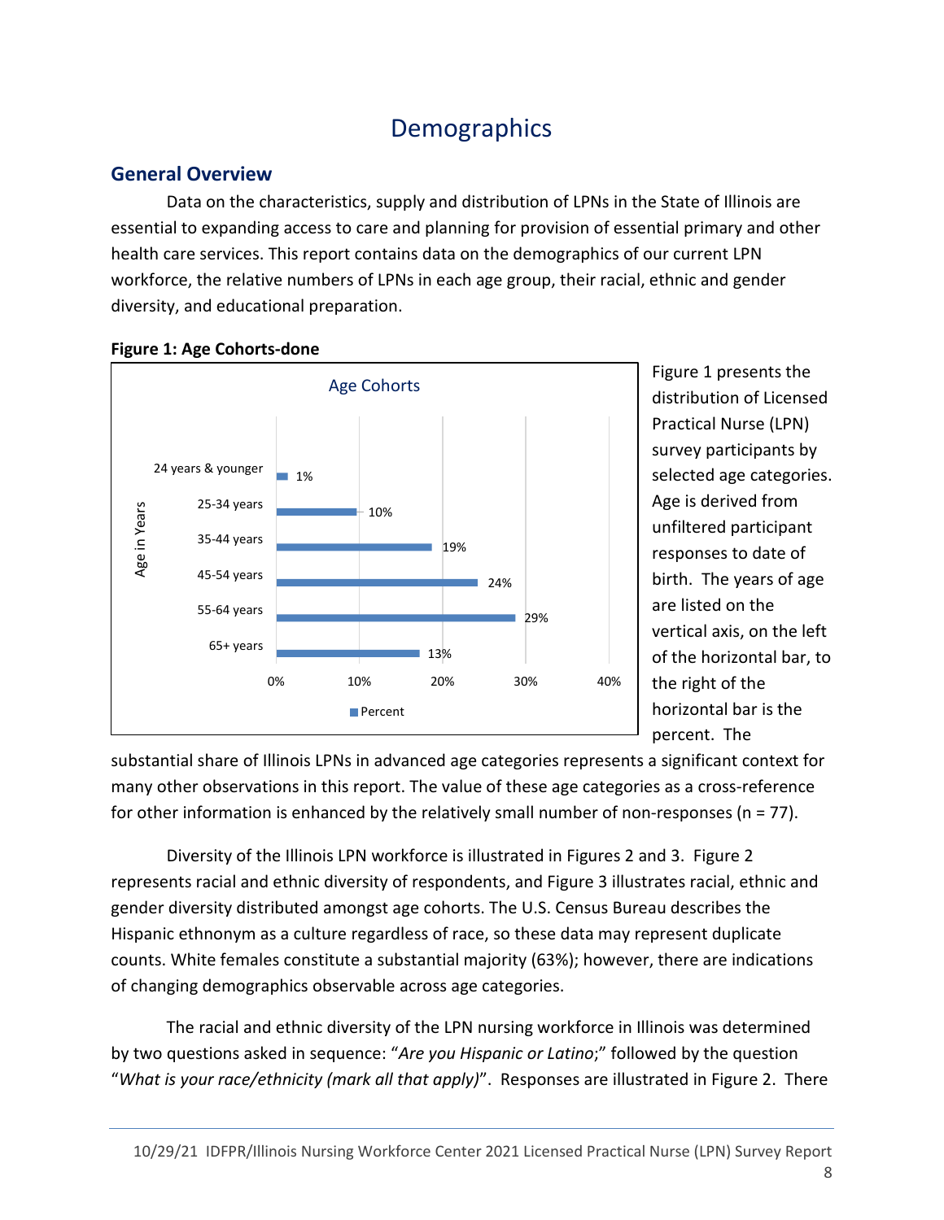# Demographics

## General Overview

Data on the characteristics, supply and distribution of LPNs in the State of Illinois are essential to expanding access to care and planning for provision of essential primary and other health care services. This report contains data on the demographics of our current LPN workforce, the relative numbers of LPNs in each age group, their racial, ethnic and gender diversity, and educational preparation.

**Figure 1: Age Cohorts-done**

| Age in Years | Percent |
|---|---|
| 24 years & younger | 1% |
| 25-34 years | 10% |
| 35-44 years | 19% |
| 45-54 years | 24% |
| 55-64 years | 29% |
| 65+ years | 13% |

Figure 1 presents the distribution of Licensed Practical Nurse (LPN) survey participants by selected age categories. Age is derived from unfiltered participant responses to date of birth. The years of age are listed on the vertical axis, on the left of the horizontal bar, to the right of the horizontal bar is the percent. The substantial share of Illinois LPNs in advanced age categories represents a significant context for many other observations in this report. The value of these age categories as a cross-reference for other information is enhanced by the relatively small number of non-responses (n = 77).

Diversity of the Illinois LPN workforce is illustrated in Figures 2 and 3. Figure 2 represents racial and ethnic diversity of respondents, and Figure 3 illustrates racial, ethnic and gender diversity distributed amongst age cohorts. The U.S. Census Bureau describes the Hispanic ethnonym as a culture regardless of race, so these data may represent duplicate counts. White females constitute a substantial majority (63%); however, there are indications of changing demographics observable across age categories.

The racial and ethnic diversity of the LPN nursing workforce in Illinois was determined by two questions asked in sequence: "*Are you Hispanic or Latino*;" followed by the question "*What is your race/ethnicity (mark all that apply)*". Responses are illustrated in Figure 2. There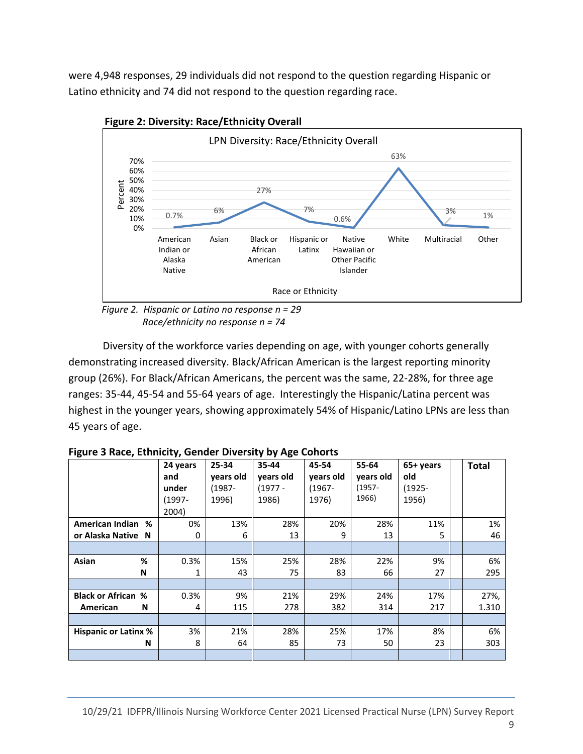were 4,948 responses, 29 individuals did not respond to the question regarding Hispanic or Latino ethnicity and 74 did not respond to the question regarding race.

**Figure 2: Diversity: Race/Ethnicity Overall**

LPN Diversity: Race/Ethnicity Overall

| Race or Ethnicity | Percent |
|---|---|
| American Indian or Alaska Native | 0.7% |
| Asian | 6% |
| Black or African American | 27% |
| Hispanic or Latinx | 7% |
| Native Hawaiian or Other Pacific Islander | 0.6% |
| White | 63% |
| Multiracial | 3% |
| Other | 1% |

*Figure 2. Hispanic or Latino no response n = 29*
*Race/ethnicity no response n = 74*

Diversity of the workforce varies depending on age, with younger cohorts generally demonstrating increased diversity. Black/African American is the largest reporting minority group (26%). For Black/African Americans, the percent was the same, 22-28%, for three age ranges: 35-44, 45-54 and 55-64 years of age. Interestingly the Hispanic/Latina percent was highest in the younger years, showing approximately 54% of Hispanic/Latino LPNs are less than 45 years of age.

**Figure 3 Race, Ethnicity, Gender Diversity by Age Cohorts**

| | | 24 years and under (1997-2004) | 25-34 years old (1987-1996) | 35-44 years old (1977 - 1986) | 45-54 years old (1967-1976) | 55-64 years old (1957-1966) | 65+ years old (1925-1956) | | Total |
|---|---|---|---|---|---|---|---|---|---|
| American Indian or Alaska Native | % | 0% | 13% | 28% | 20% | 28% | 11% | | 1% |
| | N | 0 | 6 | 13 | 9 | 13 | 5 | | 46 |
| | | | | | | | | | |
| Asian | % | 0.3% | 15% | 25% | 28% | 22% | 9% | | 6% |
| | N | 1 | 43 | 75 | 83 | 66 | 27 | | 295 |
| | | | | | | | | | |
| Black or African American | % | 0.3% | 9% | 21% | 29% | 24% | 17% | | 27%, |
| | N | 4 | 115 | 278 | 382 | 314 | 217 | | 1.310 |
| | | | | | | | | | |
| Hispanic or Latinx | % | 3% | 21% | 28% | 25% | 17% | 8% | | 6% |
| | N | 8 | 64 | 85 | 73 | 50 | 23 | | 303 |
| | | | | | | | | | |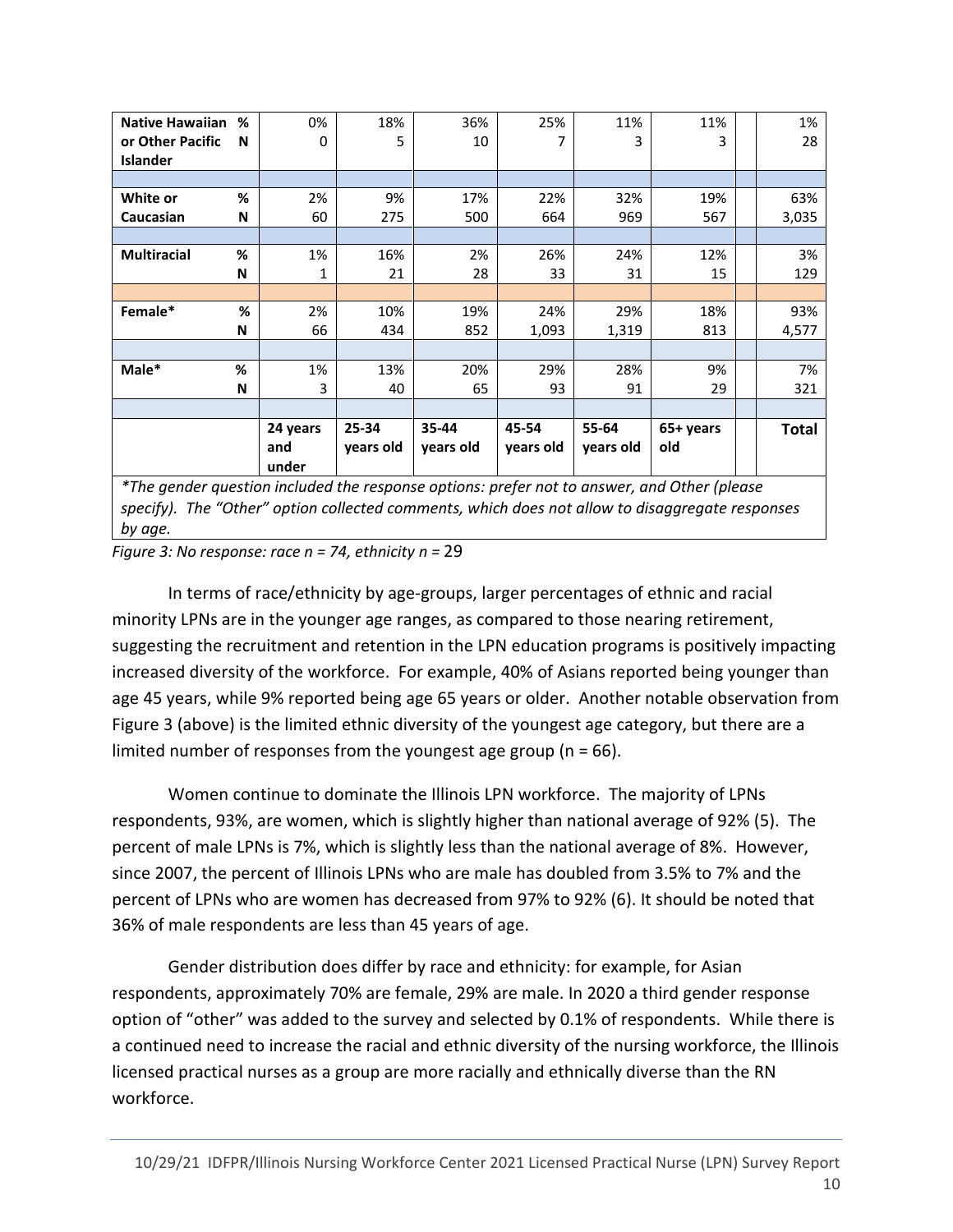| | | | | | | | | | |
|---|---|---|---|---|---|---|---|---|---|
| **Native Hawaiian or Other Pacific Islander** | **%** | 0% | 18% | 36% | 25% | 11% | 11% | | 1% |
| | **N** | 0 | 5 | 10 | 7 | 3 | 3 | | 28 |
| | | | | | | | | | |
| **White or Caucasian** | **%** | 2% | 9% | 17% | 22% | 32% | 19% | | 63% |
| | **N** | 60 | 275 | 500 | 664 | 969 | 567 | | 3,035 |
| | | | | | | | | | |
| **Multiracial** | **%** | 1% | 16% | 2% | 26% | 24% | 12% | | 3% |
| | **N** | 1 | 21 | 28 | 33 | 31 | 15 | | 129 |
| | | | | | | | | | |
| **Female*** | **%** | 2% | 10% | 19% | 24% | 29% | 18% | | 93% |
| | **N** | 66 | 434 | 852 | 1,093 | 1,319 | 813 | | 4,577 |
| | | | | | | | | | |
| **Male*** | **%** | 1% | 13% | 20% | 29% | 28% | 9% | | 7% |
| | **N** | 3 | 40 | 65 | 93 | 91 | 29 | | 321 |
| | | | | | | | | | |
| | | **24 years and under** | **25-34 years old** | **35-44 years old** | **45-54 years old** | **55-64 years old** | **65+ years old** | | **Total** |

*\*The gender question included the response options: prefer not to answer, and Other (please specify). The "Other" option collected comments, which does not allow to disaggregate responses by age.*

*Figure 3: No response: race n = 74, ethnicity n =* 29

In terms of race/ethnicity by age-groups, larger percentages of ethnic and racial minority LPNs are in the younger age ranges, as compared to those nearing retirement, suggesting the recruitment and retention in the LPN education programs is positively impacting increased diversity of the workforce. For example, 40% of Asians reported being younger than age 45 years, while 9% reported being age 65 years or older. Another notable observation from Figure 3 (above) is the limited ethnic diversity of the youngest age category, but there are a limited number of responses from the youngest age group (n = 66).

Women continue to dominate the Illinois LPN workforce. The majority of LPNs respondents, 93%, are women, which is slightly higher than national average of 92% (5). The percent of male LPNs is 7%, which is slightly less than the national average of 8%. However, since 2007, the percent of Illinois LPNs who are male has doubled from 3.5% to 7% and the percent of LPNs who are women has decreased from 97% to 92% (6). It should be noted that 36% of male respondents are less than 45 years of age.

Gender distribution does differ by race and ethnicity: for example, for Asian respondents, approximately 70% are female, 29% are male. In 2020 a third gender response option of "other" was added to the survey and selected by 0.1% of respondents. While there is a continued need to increase the racial and ethnic diversity of the nursing workforce, the Illinois licensed practical nurses as a group are more racially and ethnically diverse than the RN workforce.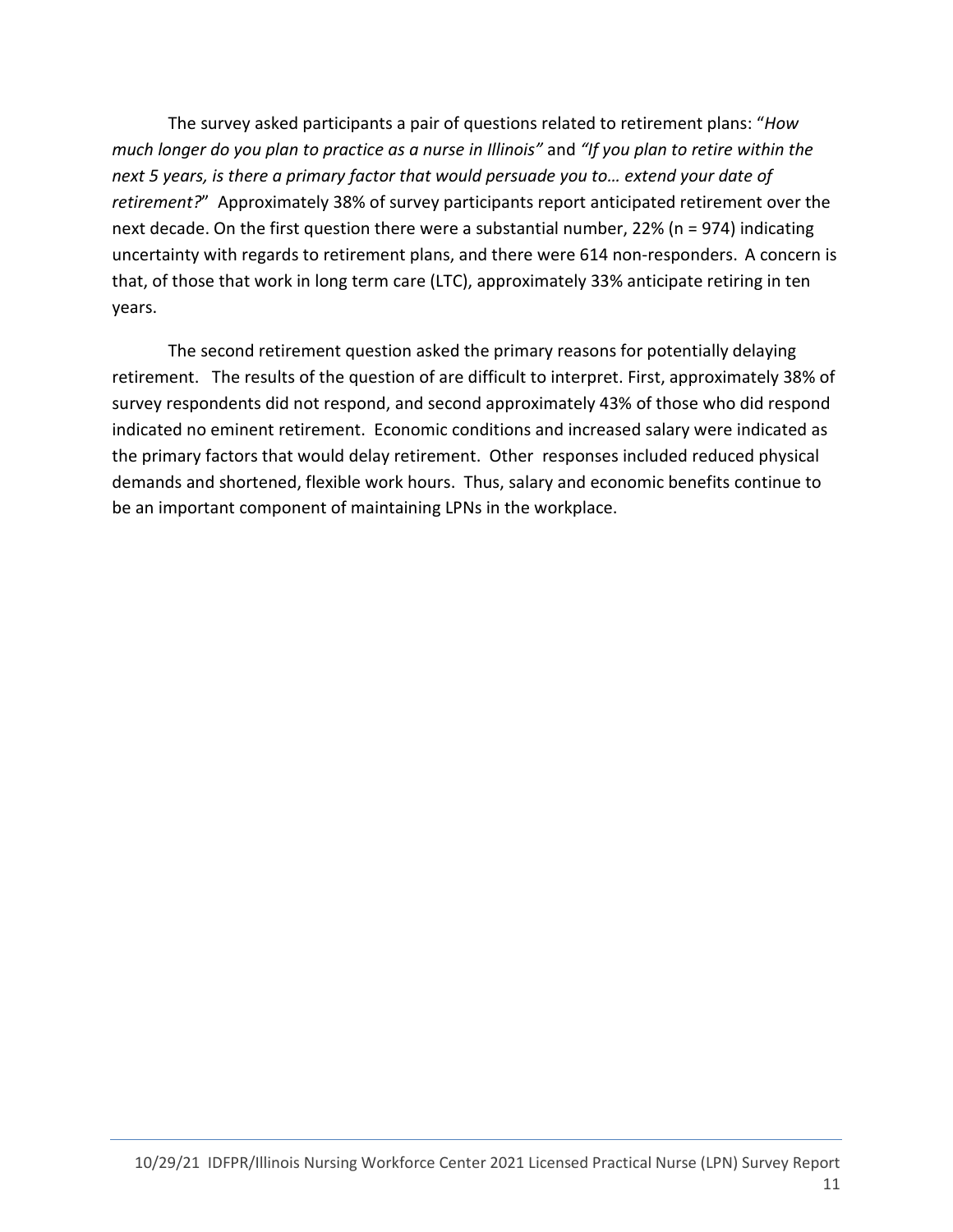The survey asked participants a pair of questions related to retirement plans: "*How much longer do you plan to practice as a nurse in Illinois"* and *"If you plan to retire within the next 5 years, is there a primary factor that would persuade you to… extend your date of retirement?*" Approximately 38% of survey participants report anticipated retirement over the next decade. On the first question there were a substantial number, 22% (n = 974) indicating uncertainty with regards to retirement plans, and there were 614 non-responders. A concern is that, of those that work in long term care (LTC), approximately 33% anticipate retiring in ten years.

The second retirement question asked the primary reasons for potentially delaying retirement. The results of the question of are difficult to interpret. First, approximately 38% of survey respondents did not respond, and second approximately 43% of those who did respond indicated no eminent retirement. Economic conditions and increased salary were indicated as the primary factors that would delay retirement. Other responses included reduced physical demands and shortened, flexible work hours. Thus, salary and economic benefits continue to be an important component of maintaining LPNs in the workplace.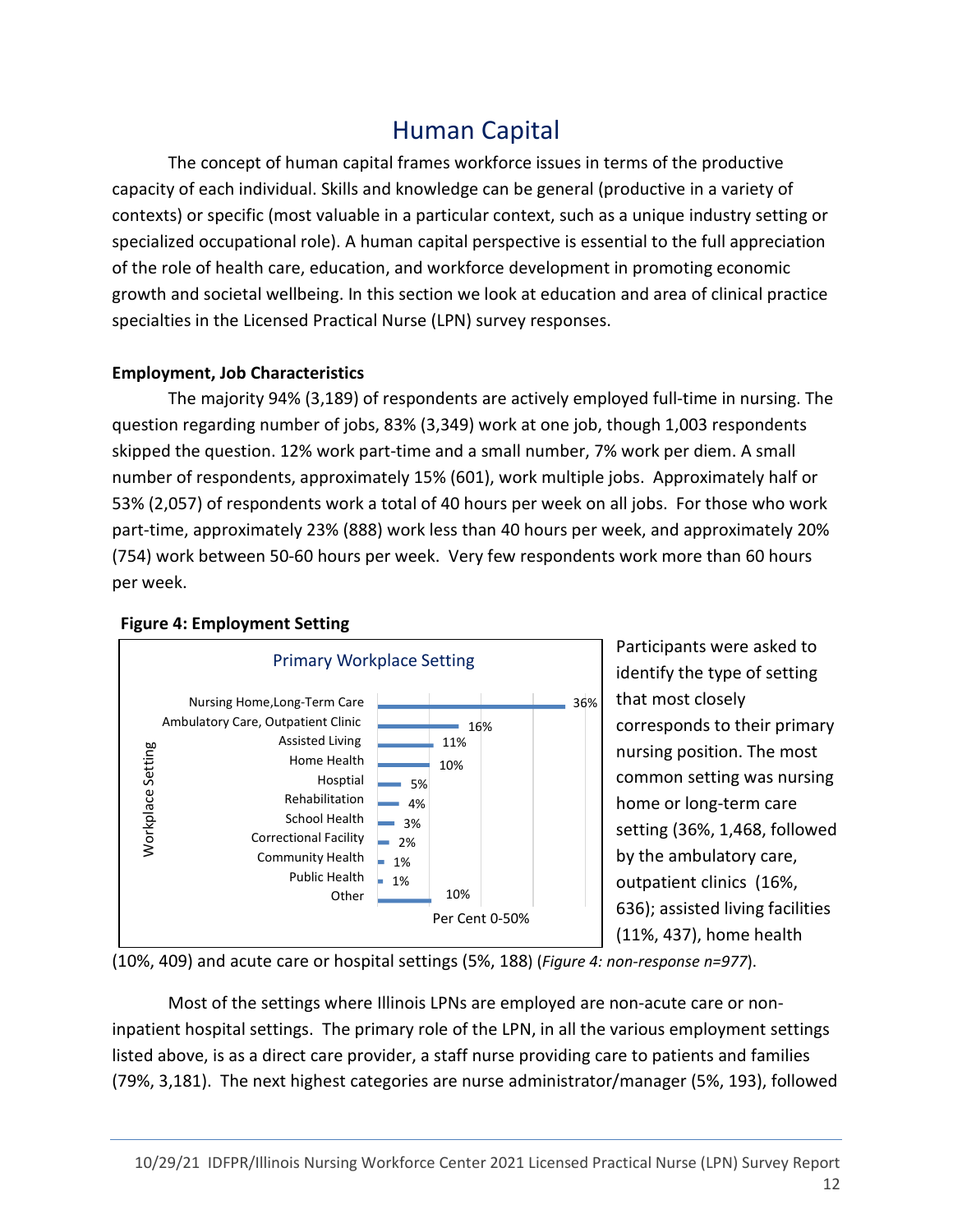# Human Capital

The concept of human capital frames workforce issues in terms of the productive capacity of each individual. Skills and knowledge can be general (productive in a variety of contexts) or specific (most valuable in a particular context, such as a unique industry setting or specialized occupational role). A human capital perspective is essential to the full appreciation of the role of health care, education, and workforce development in promoting economic growth and societal wellbeing. In this section we look at education and area of clinical practice specialties in the Licensed Practical Nurse (LPN) survey responses.

**Employment, Job Characteristics**

The majority 94% (3,189) of respondents are actively employed full-time in nursing. The question regarding number of jobs, 83% (3,349) work at one job, though 1,003 respondents skipped the question. 12% work part-time and a small number, 7% work per diem. A small number of respondents, approximately 15% (601), work multiple jobs. Approximately half or 53% (2,057) of respondents work a total of 40 hours per week on all jobs. For those who work part-time, approximately 23% (888) work less than 40 hours per week, and approximately 20% (754) work between 50-60 hours per week. Very few respondents work more than 60 hours per week.

**Figure 4: Employment Setting**

Primary Workplace Setting

| Workplace Setting | Per Cent 0-50% |
|---|---|
| Nursing Home,Long-Term Care | 36% |
| Ambulatory Care, Outpatient Clinic | 16% |
| Assisted Living | 11% |
| Home Health | 10% |
| Hosptial | 5% |
| Rehabilitation | 4% |
| School Health | 3% |
| Correctional Facility | 2% |
| Community Health | 1% |
| Public Health | 1% |
| Other | 10% |

Participants were asked to identify the type of setting that most closely corresponds to their primary nursing position. The most common setting was nursing home or long-term care setting (36%, 1,468, followed by the ambulatory care, outpatient clinics (16%, 636); assisted living facilities (11%, 437), home health (10%, 409) and acute care or hospital settings (5%, 188) (*Figure 4: non-response n=977*).

Most of the settings where Illinois LPNs are employed are non-acute care or non-inpatient hospital settings. The primary role of the LPN, in all the various employment settings listed above, is as a direct care provider, a staff nurse providing care to patients and families (79%, 3,181). The next highest categories are nurse administrator/manager (5%, 193), followed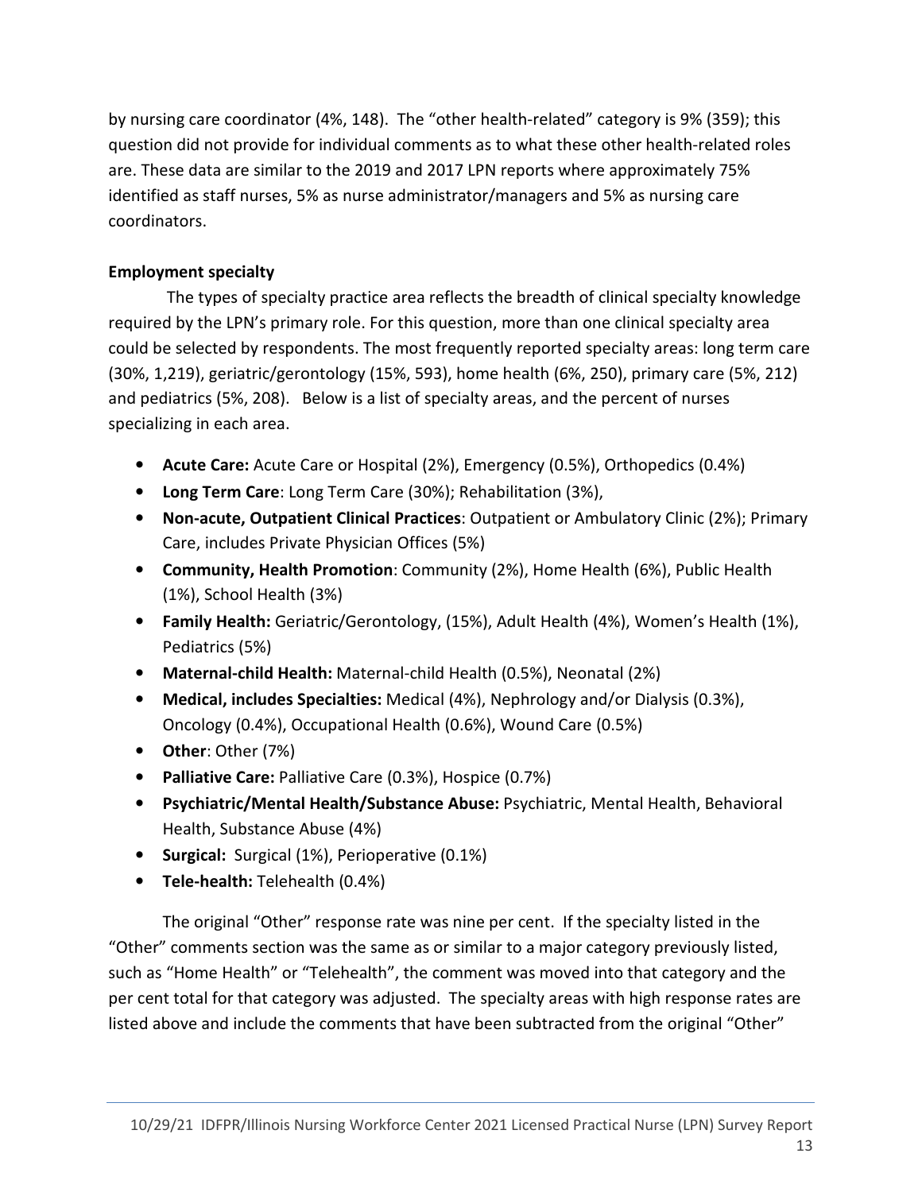by nursing care coordinator (4%, 148). The "other health-related" category is 9% (359); this question did not provide for individual comments as to what these other health-related roles are. These data are similar to the 2019 and 2017 LPN reports where approximately 75% identified as staff nurses, 5% as nurse administrator/managers and 5% as nursing care coordinators.

**Employment specialty**

The types of specialty practice area reflects the breadth of clinical specialty knowledge required by the LPN's primary role. For this question, more than one clinical specialty area could be selected by respondents. The most frequently reported specialty areas: long term care (30%, 1,219), geriatric/gerontology (15%, 593), home health (6%, 250), primary care (5%, 212) and pediatrics (5%, 208). Below is a list of specialty areas, and the percent of nurses specializing in each area.

- **Acute Care:** Acute Care or Hospital (2%), Emergency (0.5%), Orthopedics (0.4%)
- **Long Term Care**: Long Term Care (30%); Rehabilitation (3%),
- **Non-acute, Outpatient Clinical Practices**: Outpatient or Ambulatory Clinic (2%); Primary Care, includes Private Physician Offices (5%)
- **Community, Health Promotion**: Community (2%), Home Health (6%), Public Health (1%), School Health (3%)
- **Family Health:** Geriatric/Gerontology, (15%), Adult Health (4%), Women's Health (1%), Pediatrics (5%)
- **Maternal-child Health:** Maternal-child Health (0.5%), Neonatal (2%)
- **Medical, includes Specialties:** Medical (4%), Nephrology and/or Dialysis (0.3%), Oncology (0.4%), Occupational Health (0.6%), Wound Care (0.5%)
- **Other**: Other (7%)
- **Palliative Care:** Palliative Care (0.3%), Hospice (0.7%)
- **Psychiatric/Mental Health/Substance Abuse:** Psychiatric, Mental Health, Behavioral Health, Substance Abuse (4%)
- **Surgical:** Surgical (1%), Perioperative (0.1%)
- **Tele-health:** Telehealth (0.4%)

The original "Other" response rate was nine per cent. If the specialty listed in the "Other" comments section was the same as or similar to a major category previously listed, such as "Home Health" or "Telehealth", the comment was moved into that category and the per cent total for that category was adjusted. The specialty areas with high response rates are listed above and include the comments that have been subtracted from the original "Other"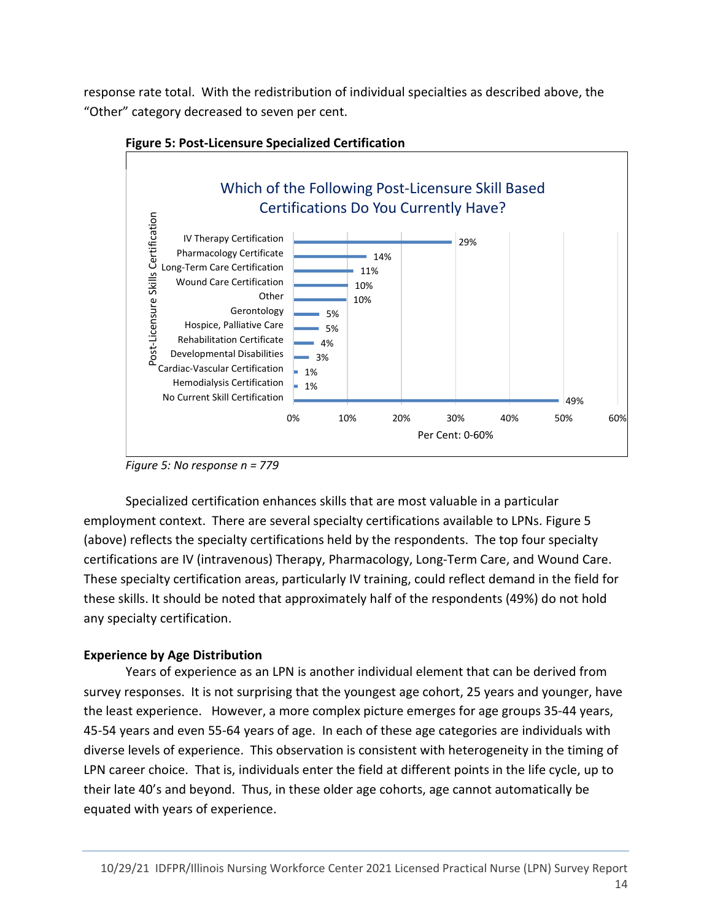response rate total. With the redistribution of individual specialties as described above, the "Other" category decreased to seven per cent.

**Figure 5: Post-Licensure Specialized Certification**

Which of the Following Post-Licensure Skill Based Certifications Do You Currently Have?

| Post-Licensure Skills Certification | Per Cent |
| --- | --- |
| IV Therapy Certification | 29% |
| Pharmacology Certificate | 14% |
| Long-Term Care Certification | 11% |
| Wound Care Certification | 10% |
| Other | 10% |
| Gerontology | 5% |
| Hospice, Palliative Care | 5% |
| Rehabilitation Certificate | 4% |
| Developmental Disabilities | 3% |
| Cardiac-Vascular Certification | 1% |
| Hemodialysis Certification | 1% |
| No Current Skill Certification | 49% |

*Figure 5: No response n = 779*

Specialized certification enhances skills that are most valuable in a particular employment context. There are several specialty certifications available to LPNs. Figure 5 (above) reflects the specialty certifications held by the respondents. The top four specialty certifications are IV (intravenous) Therapy, Pharmacology, Long-Term Care, and Wound Care. These specialty certification areas, particularly IV training, could reflect demand in the field for these skills. It should be noted that approximately half of the respondents (49%) do not hold any specialty certification.

**Experience by Age Distribution**

Years of experience as an LPN is another individual element that can be derived from survey responses. It is not surprising that the youngest age cohort, 25 years and younger, have the least experience. However, a more complex picture emerges for age groups 35-44 years, 45-54 years and even 55-64 years of age. In each of these age categories are individuals with diverse levels of experience. This observation is consistent with heterogeneity in the timing of LPN career choice. That is, individuals enter the field at different points in the life cycle, up to their late 40's and beyond. Thus, in these older age cohorts, age cannot automatically be equated with years of experience.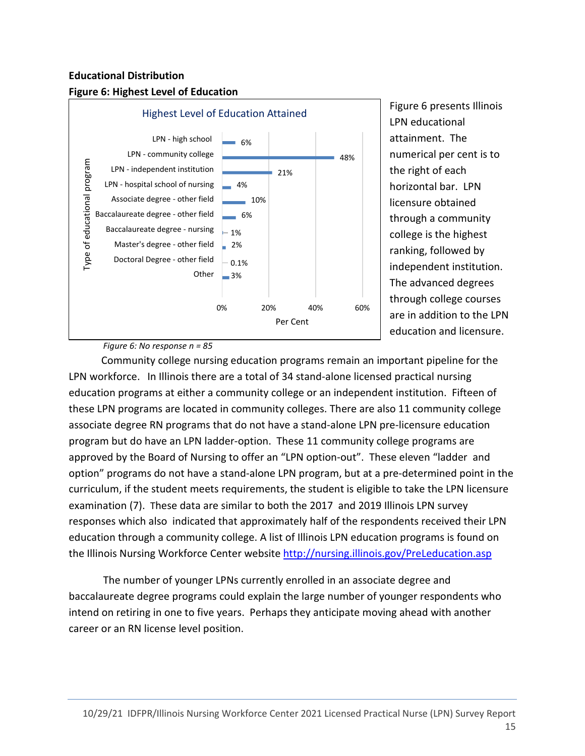**Educational Distribution**

**Figure 6: Highest Level of Education**

Highest Level of Education Attained

| Type of educational program | Per Cent |
|---|---|
| LPN - high school | 6% |
| LPN - community college | 48% |
| LPN - independent institution | 21% |
| LPN - hospital school of nursing | 4% |
| Associate degree - other field | 10% |
| Baccalaureate degree - other field | 6% |
| Baccalaureate degree - nursing | 1% |
| Master's degree - other field | 2% |
| Doctoral Degree - other field | 0.1% |
| Other | 3% |

*Figure 6: No response n = 85*

Figure 6 presents Illinois LPN educational attainment. The numerical per cent is to the right of each horizontal bar. LPN licensure obtained through a community college is the highest ranking, followed by independent institution. The advanced degrees through college courses are in addition to the LPN education and licensure.

Community college nursing education programs remain an important pipeline for the LPN workforce. In Illinois there are a total of 34 stand-alone licensed practical nursing education programs at either a community college or an independent institution. Fifteen of these LPN programs are located in community colleges. There are also 11 community college associate degree RN programs that do not have a stand-alone LPN pre-licensure education program but do have an LPN ladder-option. These 11 community college programs are approved by the Board of Nursing to offer an "LPN option-out". These eleven "ladder and option" programs do not have a stand-alone LPN program, but at a pre-determined point in the curriculum, if the student meets requirements, the student is eligible to take the LPN licensure examination (7). These data are similar to both the 2017 and 2019 Illinois LPN survey responses which also indicated that approximately half of the respondents received their LPN education through a community college. A list of Illinois LPN education programs is found on the Illinois Nursing Workforce Center website http://nursing.illinois.gov/PreLeducation.asp

The number of younger LPNs currently enrolled in an associate degree and baccalaureate degree programs could explain the large number of younger respondents who intend on retiring in one to five years. Perhaps they anticipate moving ahead with another career or an RN license level position.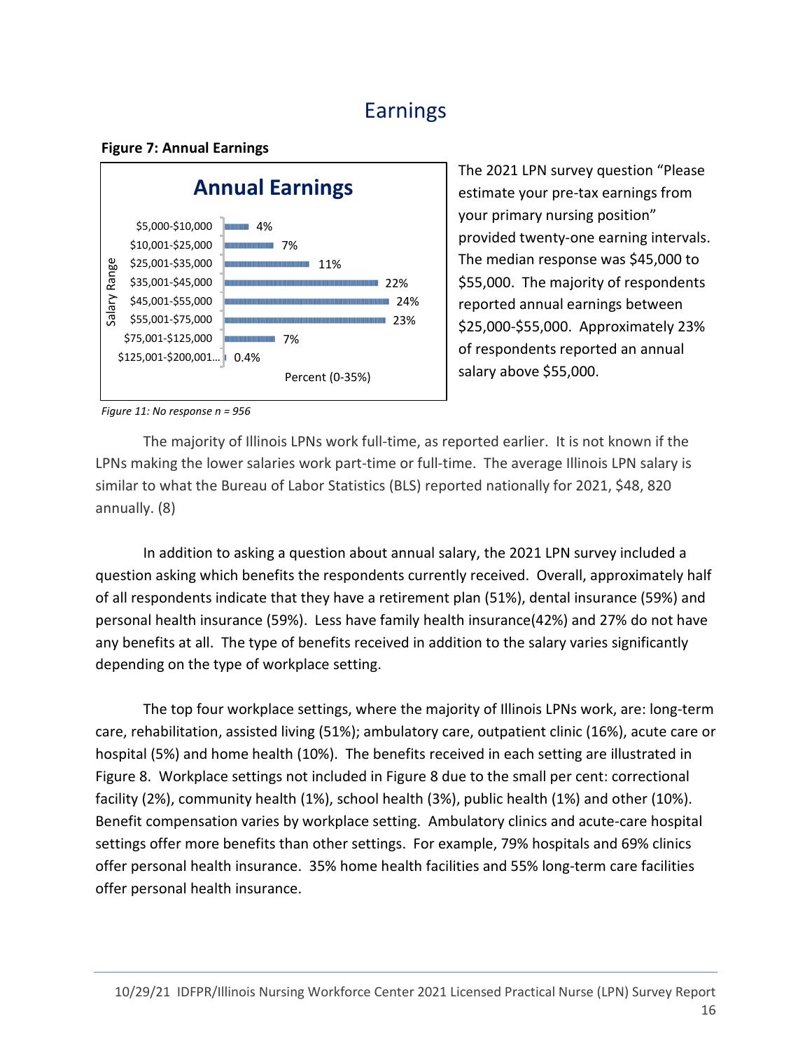# Earnings

**Figure 7: Annual Earnings**

| Salary Range | Percent (0-35%) |
|---|---|
| $5,000-$10,000 | 4% |
| $10,001-$25,000 | 7% |
| $25,001-$35,000 | 11% |
| $35,001-$45,000 | 22% |
| $45,001-$55,000 | 24% |
| $55,001-$75,000 | 23% |
| $75,001-$125,000 | 7% |
| $125,001-$200,001... | 0.4% |

*Figure 11: No response n = 956*

The 2021 LPN survey question "Please estimate your pre-tax earnings from your primary nursing position" provided twenty-one earning intervals. The median response was $45,000 to $55,000. The majority of respondents reported annual earnings between $25,000-$55,000. Approximately 23% of respondents reported an annual salary above $55,000.

The majority of Illinois LPNs work full-time, as reported earlier. It is not known if the LPNs making the lower salaries work part-time or full-time. The average Illinois LPN salary is similar to what the Bureau of Labor Statistics (BLS) reported nationally for 2021, $48, 820 annually. (8)

In addition to asking a question about annual salary, the 2021 LPN survey included a question asking which benefits the respondents currently received. Overall, approximately half of all respondents indicate that they have a retirement plan (51%), dental insurance (59%) and personal health insurance (59%). Less have family health insurance(42%) and 27% do not have any benefits at all. The type of benefits received in addition to the salary varies significantly depending on the type of workplace setting.

The top four workplace settings, where the majority of Illinois LPNs work, are: long-term care, rehabilitation, assisted living (51%); ambulatory care, outpatient clinic (16%), acute care or hospital (5%) and home health (10%). The benefits received in each setting are illustrated in Figure 8. Workplace settings not included in Figure 8 due to the small per cent: correctional facility (2%), community health (1%), school health (3%), public health (1%) and other (10%). Benefit compensation varies by workplace setting. Ambulatory clinics and acute-care hospital settings offer more benefits than other settings. For example, 79% hospitals and 69% clinics offer personal health insurance. 35% home health facilities and 55% long-term care facilities offer personal health insurance.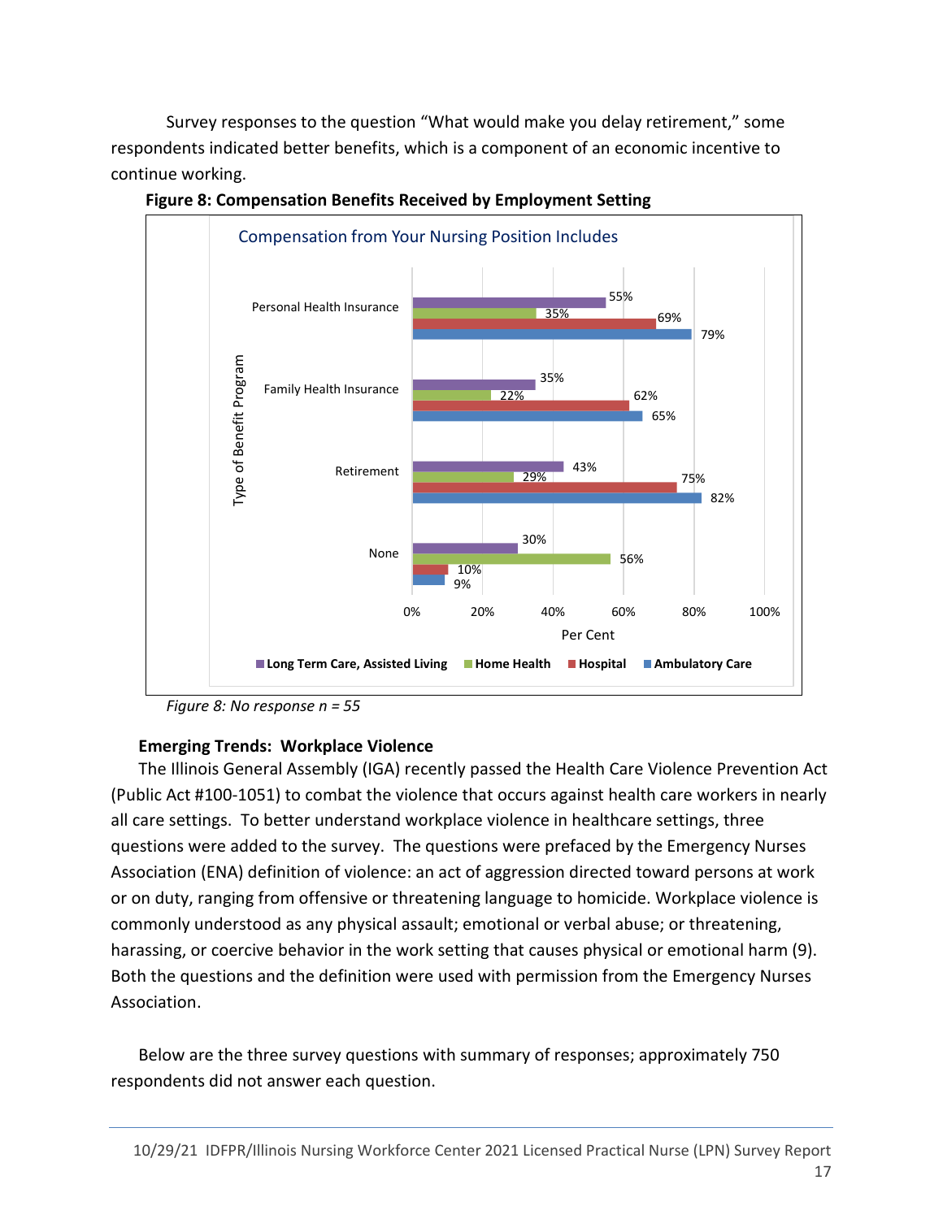Survey responses to the question "What would make you delay retirement," some respondents indicated better benefits, which is a component of an economic incentive to continue working.

**Figure 8: Compensation Benefits Received by Employment Setting**

Compensation from Your Nursing Position Includes

| Type of Benefit Program | Long Term Care, Assisted Living | Home Health | Hospital | Ambulatory Care |
|---|---|---|---|---|
| Personal Health Insurance | 55% | 35% | 69% | 79% |
| Family Health Insurance | 35% | 22% | 62% | 65% |
| Retirement | 43% | 29% | 75% | 82% |
| None | 30% | 56% | 10% | 9% |

*Figure 8: No response n = 55*

### Emerging Trends: Workplace Violence

The Illinois General Assembly (IGA) recently passed the Health Care Violence Prevention Act (Public Act #100-1051) to combat the violence that occurs against health care workers in nearly all care settings. To better understand workplace violence in healthcare settings, three questions were added to the survey. The questions were prefaced by the Emergency Nurses Association (ENA) definition of violence: an act of aggression directed toward persons at work or on duty, ranging from offensive or threatening language to homicide. Workplace violence is commonly understood as any physical assault; emotional or verbal abuse; or threatening, harassing, or coercive behavior in the work setting that causes physical or emotional harm (9). Both the questions and the definition were used with permission from the Emergency Nurses Association.

Below are the three survey questions with summary of responses; approximately 750 respondents did not answer each question.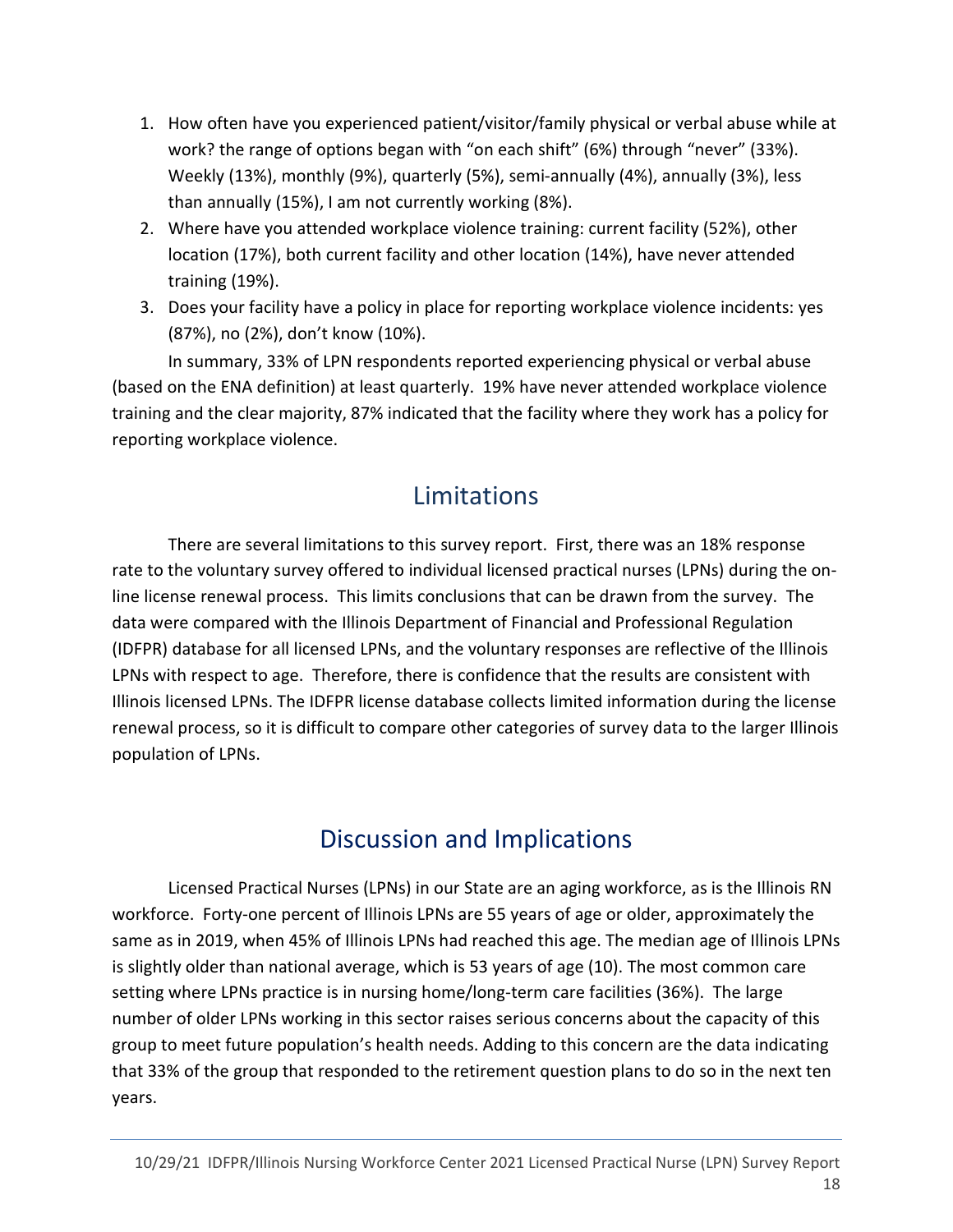1. How often have you experienced patient/visitor/family physical or verbal abuse while at work? the range of options began with “on each shift” (6%) through “never” (33%). Weekly (13%), monthly (9%), quarterly (5%), semi-annually (4%), annually (3%), less than annually (15%), I am not currently working (8%).
2. Where have you attended workplace violence training: current facility (52%), other location (17%), both current facility and other location (14%), have never attended training (19%).
3. Does your facility have a policy in place for reporting workplace violence incidents: yes (87%), no (2%), don’t know (10%).

In summary, 33% of LPN respondents reported experiencing physical or verbal abuse (based on the ENA definition) at least quarterly. 19% have never attended workplace violence training and the clear majority, 87% indicated that the facility where they work has a policy for reporting workplace violence.

## Limitations

There are several limitations to this survey report. First, there was an 18% response rate to the voluntary survey offered to individual licensed practical nurses (LPNs) during the on-line license renewal process. This limits conclusions that can be drawn from the survey. The data were compared with the Illinois Department of Financial and Professional Regulation (IDFPR) database for all licensed LPNs, and the voluntary responses are reflective of the Illinois LPNs with respect to age. Therefore, there is confidence that the results are consistent with Illinois licensed LPNs. The IDFPR license database collects limited information during the license renewal process, so it is difficult to compare other categories of survey data to the larger Illinois population of LPNs.

## Discussion and Implications

Licensed Practical Nurses (LPNs) in our State are an aging workforce, as is the Illinois RN workforce. Forty-one percent of Illinois LPNs are 55 years of age or older, approximately the same as in 2019, when 45% of Illinois LPNs had reached this age. The median age of Illinois LPNs is slightly older than national average, which is 53 years of age (10). The most common care setting where LPNs practice is in nursing home/long-term care facilities (36%). The large number of older LPNs working in this sector raises serious concerns about the capacity of this group to meet future population’s health needs. Adding to this concern are the data indicating that 33% of the group that responded to the retirement question plans to do so in the next ten years.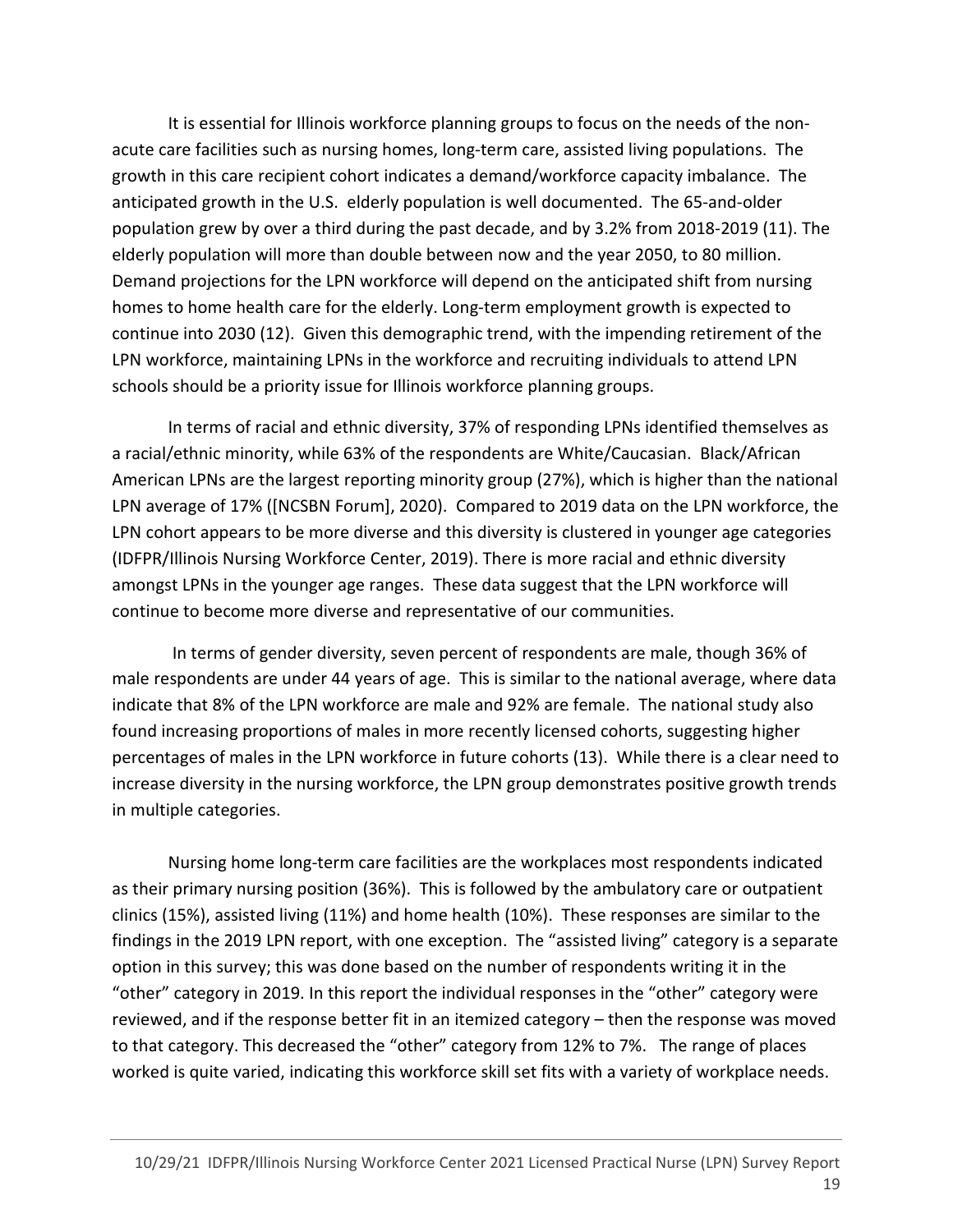It is essential for Illinois workforce planning groups to focus on the needs of the non-acute care facilities such as nursing homes, long-term care, assisted living populations. The growth in this care recipient cohort indicates a demand/workforce capacity imbalance. The anticipated growth in the U.S. elderly population is well documented. The 65-and-older population grew by over a third during the past decade, and by 3.2% from 2018-2019 (11). The elderly population will more than double between now and the year 2050, to 80 million. Demand projections for the LPN workforce will depend on the anticipated shift from nursing homes to home health care for the elderly. Long-term employment growth is expected to continue into 2030 (12). Given this demographic trend, with the impending retirement of the LPN workforce, maintaining LPNs in the workforce and recruiting individuals to attend LPN schools should be a priority issue for Illinois workforce planning groups.

In terms of racial and ethnic diversity, 37% of responding LPNs identified themselves as a racial/ethnic minority, while 63% of the respondents are White/Caucasian. Black/African American LPNs are the largest reporting minority group (27%), which is higher than the national LPN average of 17% ([NCSBN Forum], 2020). Compared to 2019 data on the LPN workforce, the LPN cohort appears to be more diverse and this diversity is clustered in younger age categories (IDFPR/Illinois Nursing Workforce Center, 2019). There is more racial and ethnic diversity amongst LPNs in the younger age ranges. These data suggest that the LPN workforce will continue to become more diverse and representative of our communities.

In terms of gender diversity, seven percent of respondents are male, though 36% of male respondents are under 44 years of age. This is similar to the national average, where data indicate that 8% of the LPN workforce are male and 92% are female. The national study also found increasing proportions of males in more recently licensed cohorts, suggesting higher percentages of males in the LPN workforce in future cohorts (13). While there is a clear need to increase diversity in the nursing workforce, the LPN group demonstrates positive growth trends in multiple categories.

Nursing home long-term care facilities are the workplaces most respondents indicated as their primary nursing position (36%). This is followed by the ambulatory care or outpatient clinics (15%), assisted living (11%) and home health (10%). These responses are similar to the findings in the 2019 LPN report, with one exception. The "assisted living" category is a separate option in this survey; this was done based on the number of respondents writing it in the "other" category in 2019. In this report the individual responses in the "other" category were reviewed, and if the response better fit in an itemized category – then the response was moved to that category. This decreased the "other" category from 12% to 7%. The range of places worked is quite varied, indicating this workforce skill set fits with a variety of workplace needs.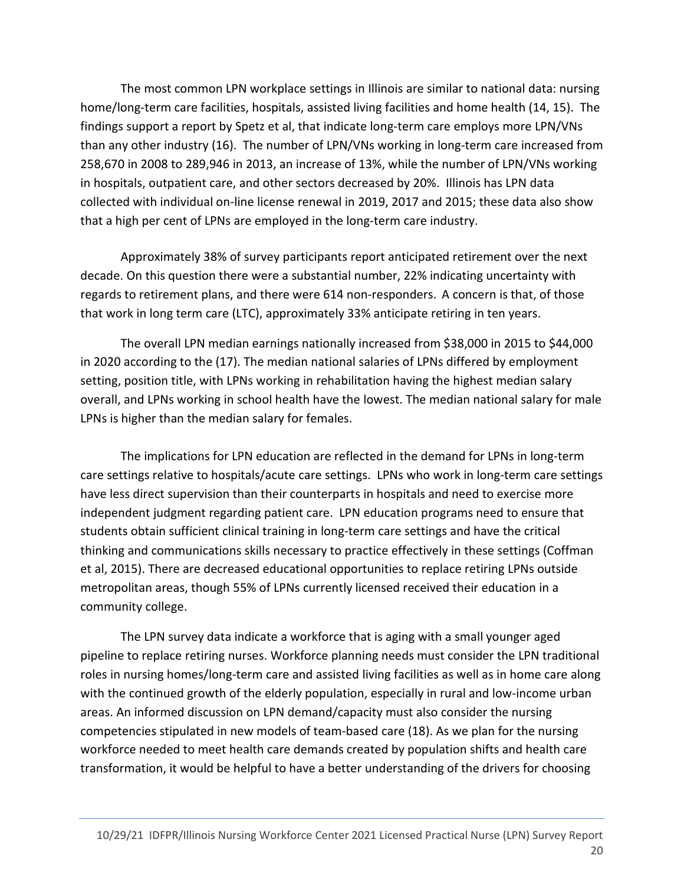The most common LPN workplace settings in Illinois are similar to national data: nursing home/long-term care facilities, hospitals, assisted living facilities and home health (14, 15). The findings support a report by Spetz et al, that indicate long-term care employs more LPN/VNs than any other industry (16). The number of LPN/VNs working in long-term care increased from 258,670 in 2008 to 289,946 in 2013, an increase of 13%, while the number of LPN/VNs working in hospitals, outpatient care, and other sectors decreased by 20%. Illinois has LPN data collected with individual on-line license renewal in 2019, 2017 and 2015; these data also show that a high per cent of LPNs are employed in the long-term care industry.

Approximately 38% of survey participants report anticipated retirement over the next decade. On this question there were a substantial number, 22% indicating uncertainty with regards to retirement plans, and there were 614 non-responders. A concern is that, of those that work in long term care (LTC), approximately 33% anticipate retiring in ten years.

The overall LPN median earnings nationally increased from $38,000 in 2015 to $44,000 in 2020 according to the (17). The median national salaries of LPNs differed by employment setting, position title, with LPNs working in rehabilitation having the highest median salary overall, and LPNs working in school health have the lowest. The median national salary for male LPNs is higher than the median salary for females.

The implications for LPN education are reflected in the demand for LPNs in long-term care settings relative to hospitals/acute care settings. LPNs who work in long-term care settings have less direct supervision than their counterparts in hospitals and need to exercise more independent judgment regarding patient care. LPN education programs need to ensure that students obtain sufficient clinical training in long-term care settings and have the critical thinking and communications skills necessary to practice effectively in these settings (Coffman et al, 2015). There are decreased educational opportunities to replace retiring LPNs outside metropolitan areas, though 55% of LPNs currently licensed received their education in a community college.

The LPN survey data indicate a workforce that is aging with a small younger aged pipeline to replace retiring nurses. Workforce planning needs must consider the LPN traditional roles in nursing homes/long-term care and assisted living facilities as well as in home care along with the continued growth of the elderly population, especially in rural and low-income urban areas. An informed discussion on LPN demand/capacity must also consider the nursing competencies stipulated in new models of team-based care (18). As we plan for the nursing workforce needed to meet health care demands created by population shifts and health care transformation, it would be helpful to have a better understanding of the drivers for choosing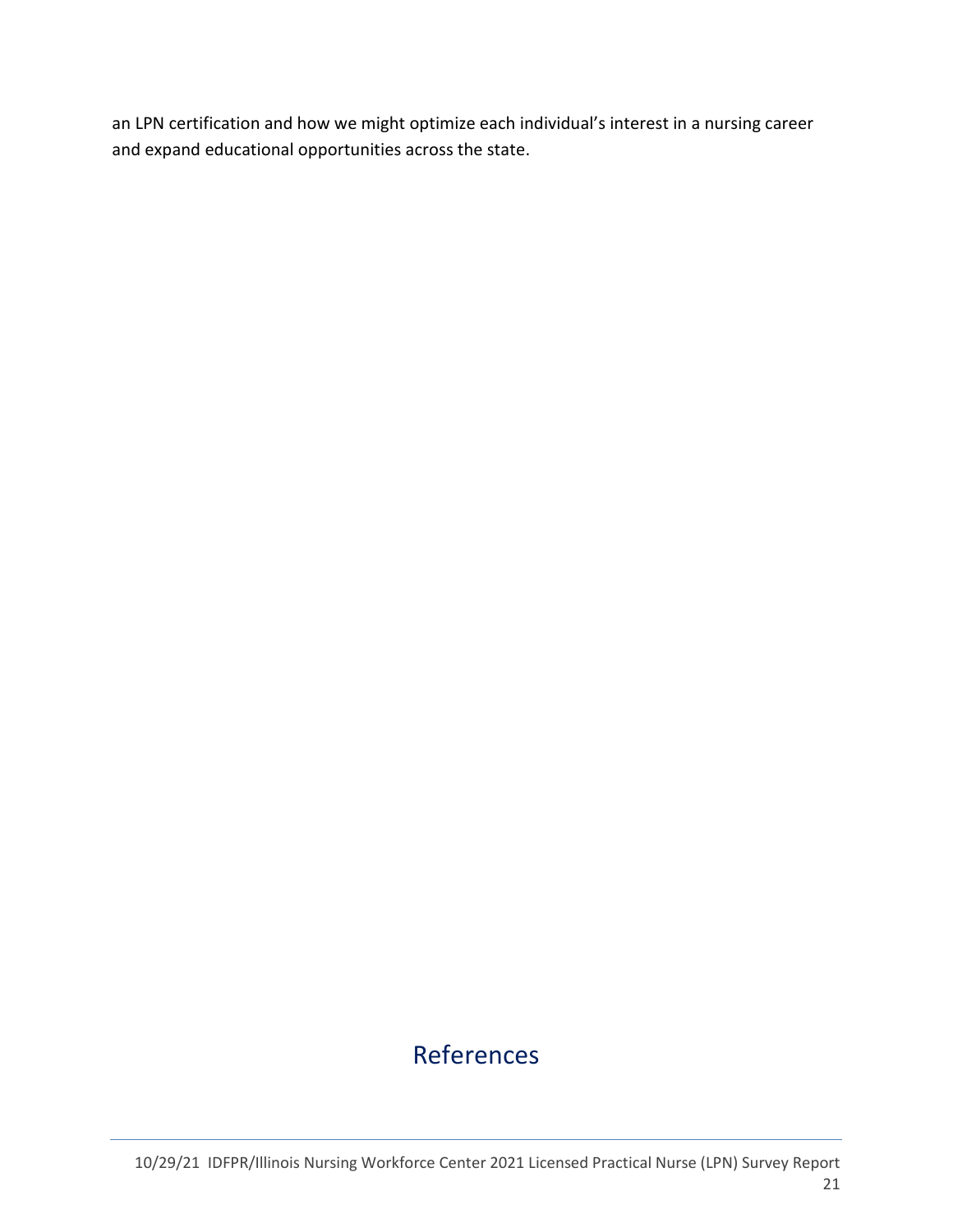an LPN certification and how we might optimize each individual's interest in a nursing career and expand educational opportunities across the state.

# References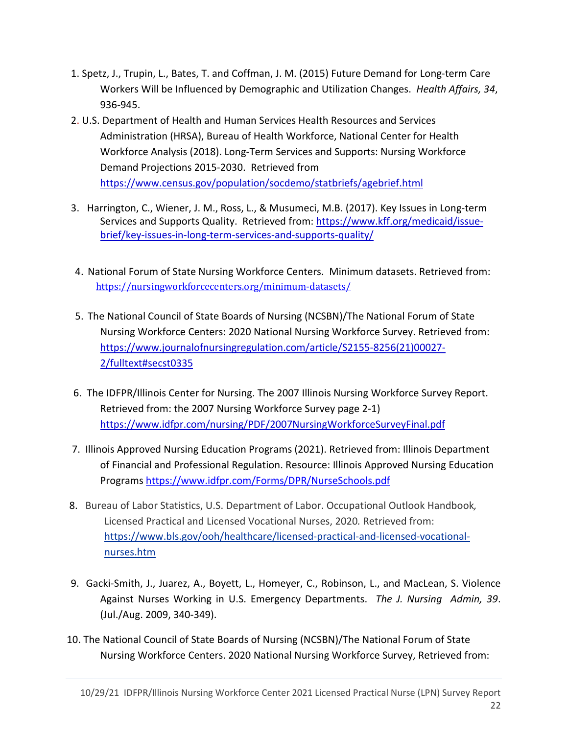1. Spetz, J., Trupin, L., Bates, T. and Coffman, J. M. (2015) Future Demand for Long-term Care Workers Will be Influenced by Demographic and Utilization Changes. *Health Affairs, 34*, 936-945.
2. U.S. Department of Health and Human Services Health Resources and Services Administration (HRSA), Bureau of Health Workforce, National Center for Health Workforce Analysis (2018). Long-Term Services and Supports: Nursing Workforce Demand Projections 2015-2030. Retrieved from https://www.census.gov/population/socdemo/statbriefs/agebrief.html
3. Harrington, C., Wiener, J. M., Ross, L., & Musumeci, M.B. (2017). Key Issues in Long-term Services and Supports Quality. Retrieved from: https://www.kff.org/medicaid/issue-brief/key-issues-in-long-term-services-and-supports-quality/
4. National Forum of State Nursing Workforce Centers. Minimum datasets. Retrieved from: https://nursingworkforcecenters.org/minimum-datasets/
5. The National Council of State Boards of Nursing (NCSBN)/The National Forum of State Nursing Workforce Centers: 2020 National Nursing Workforce Survey. Retrieved from: https://www.journalofnursingregulation.com/article/S2155-8256(21)00027-2/fulltext#secst0335
6. The IDFPR/Illinois Center for Nursing. The 2007 Illinois Nursing Workforce Survey Report. Retrieved from: the 2007 Nursing Workforce Survey page 2-1) https://www.idfpr.com/nursing/PDF/2007NursingWorkforceSurveyFinal.pdf
7. Illinois Approved Nursing Education Programs (2021). Retrieved from: Illinois Department of Financial and Professional Regulation. Resource: Illinois Approved Nursing Education Programs https://www.idfpr.com/Forms/DPR/NurseSchools.pdf
8. Bureau of Labor Statistics, U.S. Department of Labor. Occupational Outlook Handbook*,* Licensed Practical and Licensed Vocational Nurses, 2020*.* Retrieved from: https://www.bls.gov/ooh/healthcare/licensed-practical-and-licensed-vocational-nurses.htm
9. Gacki-Smith, J., Juarez, A., Boyett, L., Homeyer, C., Robinson, L., and MacLean, S. Violence Against Nurses Working in U.S. Emergency Departments. *The J. Nursing Admin, 39*. (Jul./Aug. 2009, 340-349).
10. The National Council of State Boards of Nursing (NCSBN)/The National Forum of State Nursing Workforce Centers. 2020 National Nursing Workforce Survey, Retrieved from: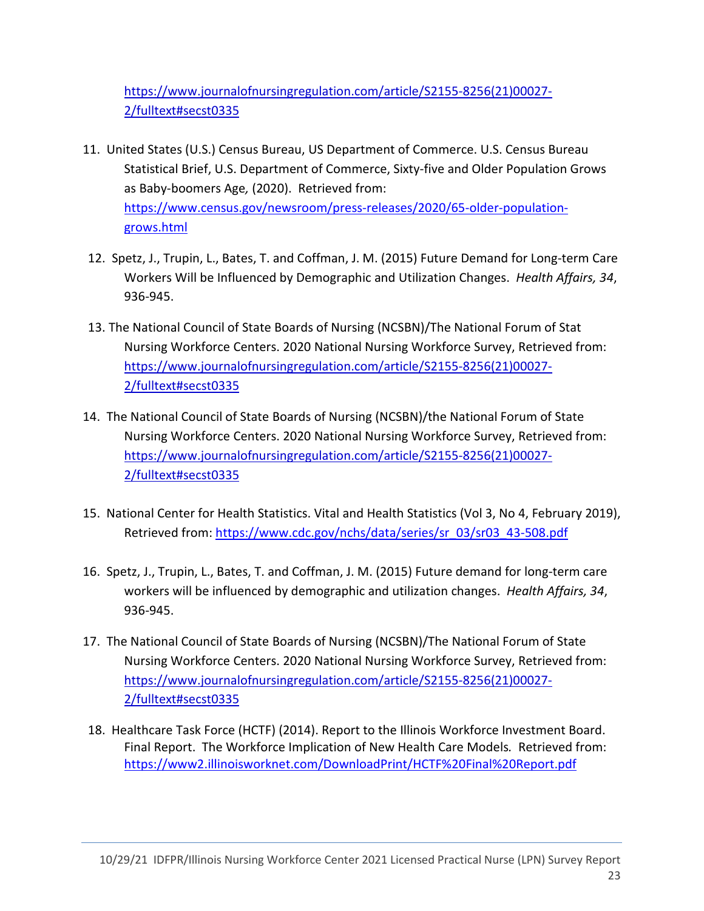https://www.journalofnursingregulation.com/article/S2155-8256(21)00027-2/fulltext#secst0335

11. United States (U.S.) Census Bureau, US Department of Commerce. U.S. Census Bureau Statistical Brief, U.S. Department of Commerce, Sixty-five and Older Population Grows as Baby-boomers Age, (2020). Retrieved from: https://www.census.gov/newsroom/press-releases/2020/65-older-population-grows.html

12. Spetz, J., Trupin, L., Bates, T. and Coffman, J. M. (2015) Future Demand for Long-term Care Workers Will be Influenced by Demographic and Utilization Changes. *Health Affairs, 34*, 936-945.

13. The National Council of State Boards of Nursing (NCSBN)/The National Forum of Stat Nursing Workforce Centers. 2020 National Nursing Workforce Survey, Retrieved from: https://www.journalofnursingregulation.com/article/S2155-8256(21)00027-2/fulltext#secst0335

14. The National Council of State Boards of Nursing (NCSBN)/the National Forum of State Nursing Workforce Centers. 2020 National Nursing Workforce Survey, Retrieved from: https://www.journalofnursingregulation.com/article/S2155-8256(21)00027-2/fulltext#secst0335

15. National Center for Health Statistics. Vital and Health Statistics (Vol 3, No 4, February 2019), Retrieved from: https://www.cdc.gov/nchs/data/series/sr_03/sr03_43-508.pdf

16. Spetz, J., Trupin, L., Bates, T. and Coffman, J. M. (2015) Future demand for long-term care workers will be influenced by demographic and utilization changes. *Health Affairs, 34*, 936-945.

17. The National Council of State Boards of Nursing (NCSBN)/The National Forum of State Nursing Workforce Centers. 2020 National Nursing Workforce Survey, Retrieved from: https://www.journalofnursingregulation.com/article/S2155-8256(21)00027-2/fulltext#secst0335

18. Healthcare Task Force (HCTF) (2014). Report to the Illinois Workforce Investment Board. Final Report. The Workforce Implication of New Health Care Models. Retrieved from: https://www2.illinoisworknet.com/DownloadPrint/HCTF%20Final%20Report.pdf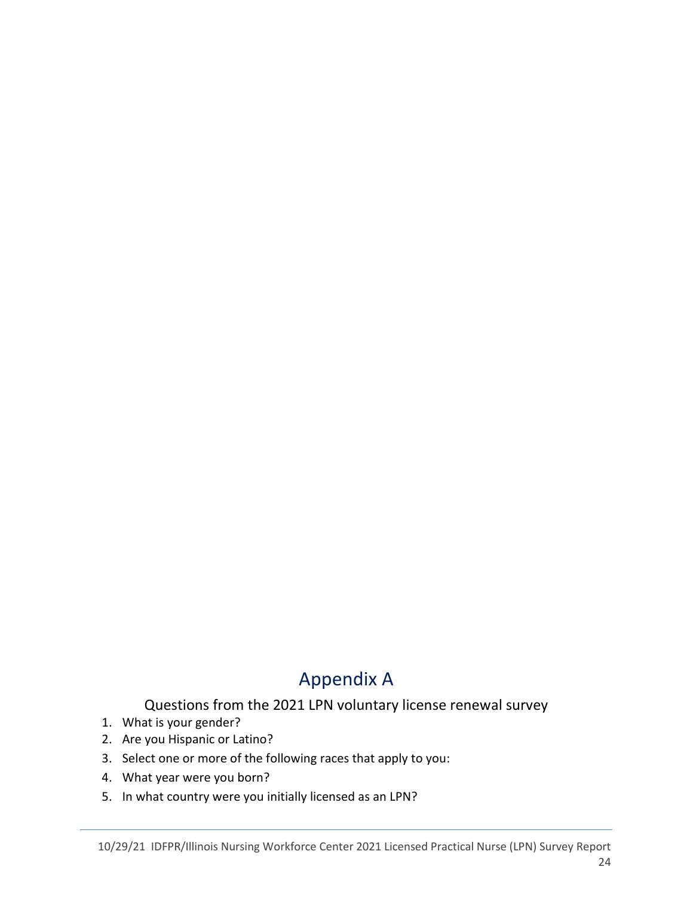# Appendix A

## Questions from the 2021 LPN voluntary license renewal survey

1. What is your gender?
2. Are you Hispanic or Latino?
3. Select one or more of the following races that apply to you:
4. What year were you born?
5. In what country were you initially licensed as an LPN?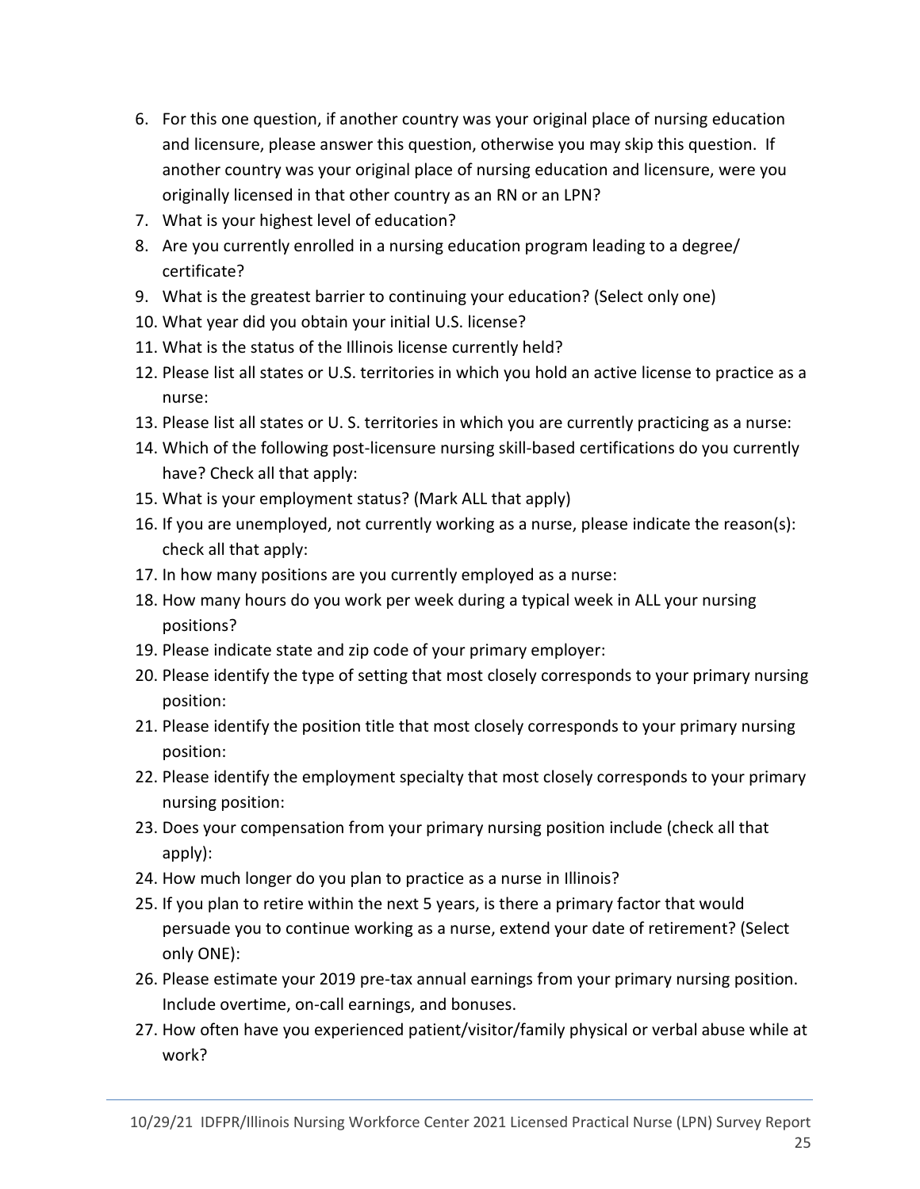6. For this one question, if another country was your original place of nursing education and licensure, please answer this question, otherwise you may skip this question. If another country was your original place of nursing education and licensure, were you originally licensed in that other country as an RN or an LPN?
7. What is your highest level of education?
8. Are you currently enrolled in a nursing education program leading to a degree/ certificate?
9. What is the greatest barrier to continuing your education? (Select only one)
10. What year did you obtain your initial U.S. license?
11. What is the status of the Illinois license currently held?
12. Please list all states or U.S. territories in which you hold an active license to practice as a nurse:
13. Please list all states or U. S. territories in which you are currently practicing as a nurse:
14. Which of the following post-licensure nursing skill-based certifications do you currently have? Check all that apply:
15. What is your employment status? (Mark ALL that apply)
16. If you are unemployed, not currently working as a nurse, please indicate the reason(s): check all that apply:
17. In how many positions are you currently employed as a nurse:
18. How many hours do you work per week during a typical week in ALL your nursing positions?
19. Please indicate state and zip code of your primary employer:
20. Please identify the type of setting that most closely corresponds to your primary nursing position:
21. Please identify the position title that most closely corresponds to your primary nursing position:
22. Please identify the employment specialty that most closely corresponds to your primary nursing position:
23. Does your compensation from your primary nursing position include (check all that apply):
24. How much longer do you plan to practice as a nurse in Illinois?
25. If you plan to retire within the next 5 years, is there a primary factor that would persuade you to continue working as a nurse, extend your date of retirement? (Select only ONE):
26. Please estimate your 2019 pre-tax annual earnings from your primary nursing position. Include overtime, on-call earnings, and bonuses.
27. How often have you experienced patient/visitor/family physical or verbal abuse while at work?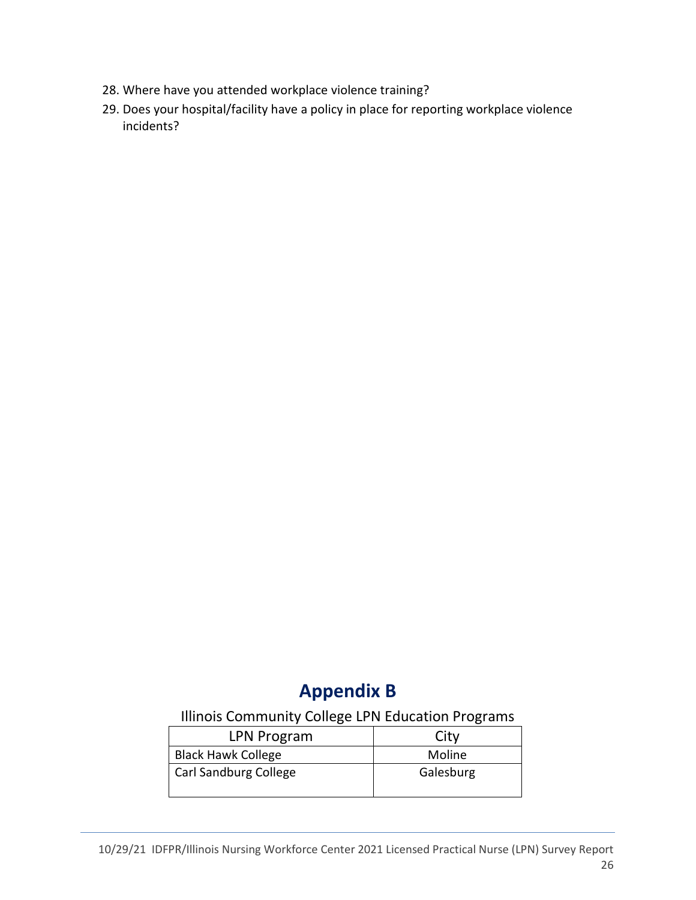28. Where have you attended workplace violence training?
29. Does your hospital/facility have a policy in place for reporting workplace violence incidents?

# Appendix B

Illinois Community College LPN Education Programs

| LPN Program | City |
|---|---|
| Black Hawk College | Moline |
| Carl Sandburg College | Galesburg |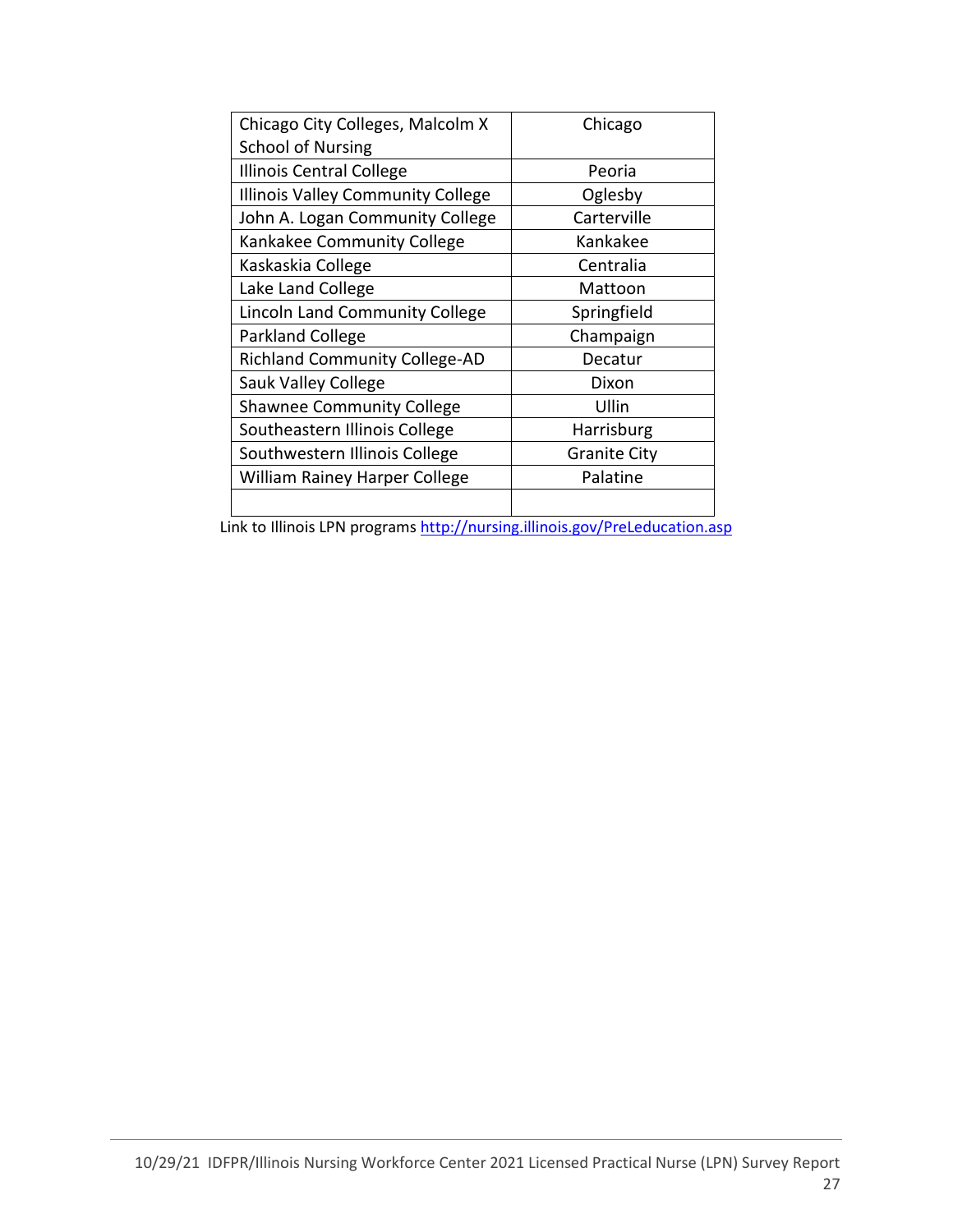| | |
|---|---|
| Chicago City Colleges, Malcolm X School of Nursing | Chicago |
| Illinois Central College | Peoria |
| Illinois Valley Community College | Oglesby |
| John A. Logan Community College | Carterville |
| Kankakee Community College | Kankakee |
| Kaskaskia College | Centralia |
| Lake Land College | Mattoon |
| Lincoln Land Community College | Springfield |
| Parkland College | Champaign |
| Richland Community College-AD | Decatur |
| Sauk Valley College | Dixon |
| Shawnee Community College | Ullin |
| Southeastern Illinois College | Harrisburg |
| Southwestern Illinois College | Granite City |
| William Rainey Harper College | Palatine |
| | |

Link to Illinois LPN programs http://nursing.illinois.gov/PreLeducation.asp